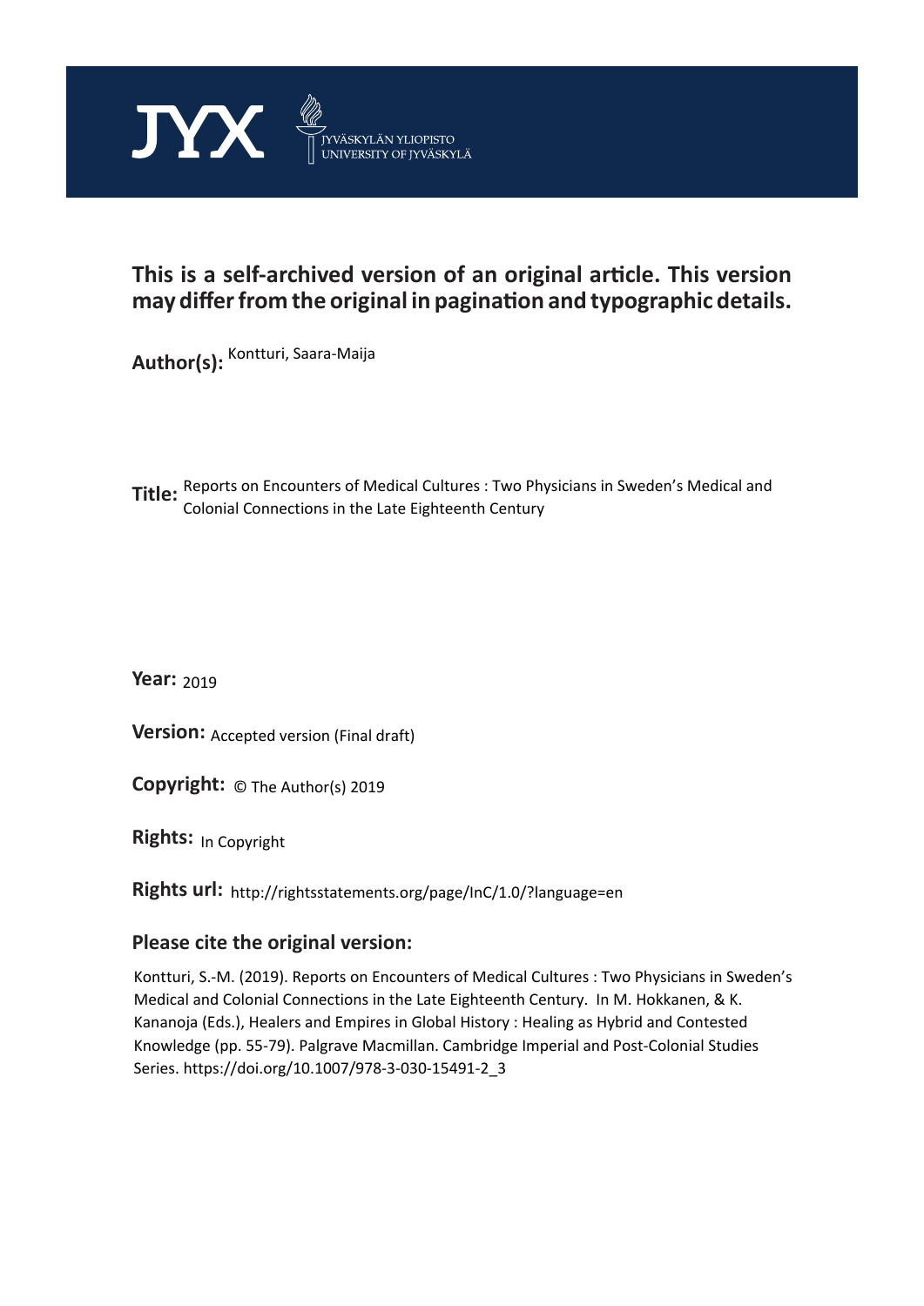JYX JYVÄSKYLÄN YLIOPISTO UNIVERSITY OF JYVÄSKYLÄ

**This is a self-archived version of an original article. This version may differ from the original in pagination and typographic details.**

**Author(s):** Kontturi, Saara-Maija

**Title:** Reports on Encounters of Medical Cultures : Two Physicians in Sweden's Medical and Colonial Connections in the Late Eighteenth Century

**Year:** 2019

**Version:** Accepted version (Final draft)

**Copyright:** © The Author(s) 2019

**Rights:** In Copyright

**Rights url:** http://rightsstatements.org/page/InC/1.0/?language=en

**Please cite the original version:**

Kontturi, S.-M. (2019). Reports on Encounters of Medical Cultures : Two Physicians in Sweden's Medical and Colonial Connections in the Late Eighteenth Century. In M. Hokkanen, & K. Kananoja (Eds.), Healers and Empires in Global History : Healing as Hybrid and Contested Knowledge (pp. 55-79). Palgrave Macmillan. Cambridge Imperial and Post-Colonial Studies Series. https://doi.org/10.1007/978-3-030-15491-2_3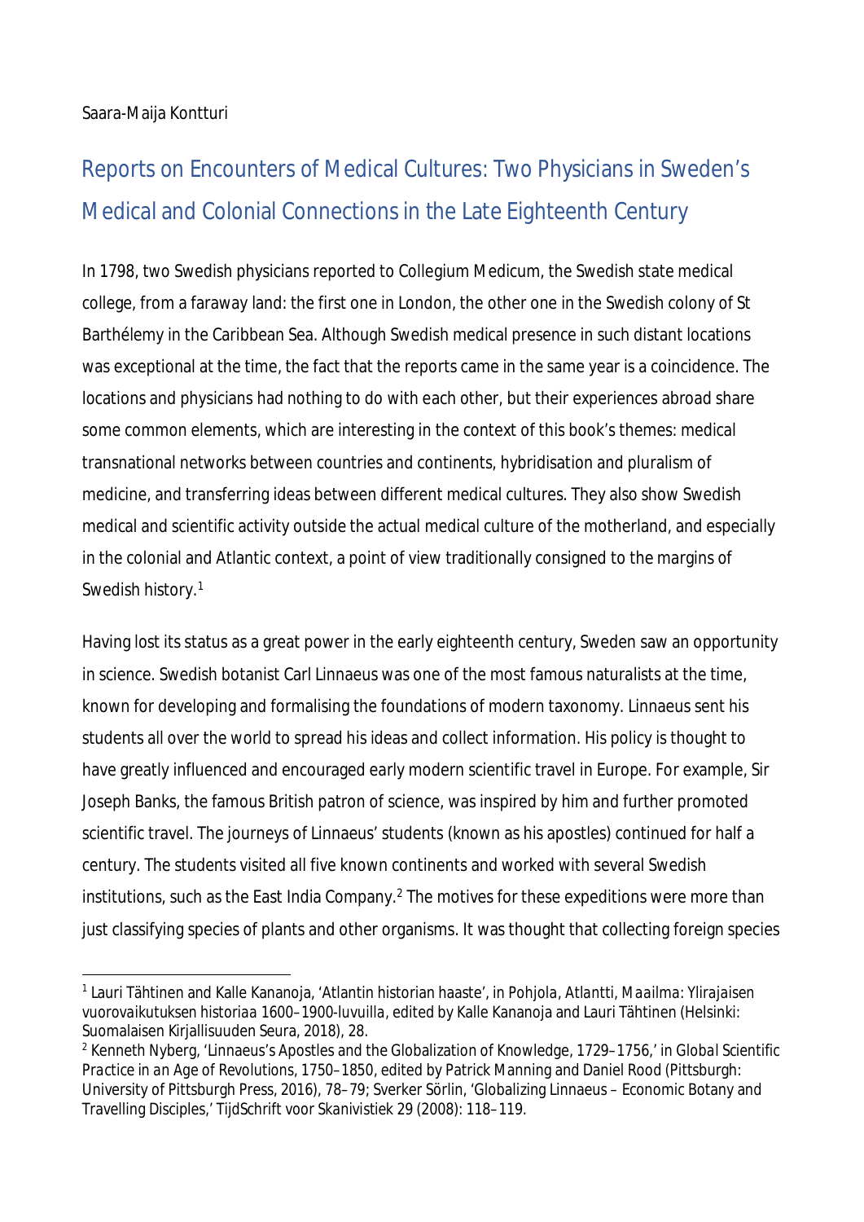Saara-Maija Kontturi

# Reports on Encounters of Medical Cultures: Two Physicians in Sweden's Medical and Colonial Connections in the Late Eighteenth Century

In 1798, two Swedish physicians reported to Collegium Medicum, the Swedish state medical college, from a faraway land: the first one in London, the other one in the Swedish colony of St Barthélemy in the Caribbean Sea. Although Swedish medical presence in such distant locations was exceptional at the time, the fact that the reports came in the same year is a coincidence. The locations and physicians had nothing to do with each other, but their experiences abroad share some common elements, which are interesting in the context of this book's themes: medical transnational networks between countries and continents, hybridisation and pluralism of medicine, and transferring ideas between different medical cultures. They also show Swedish medical and scientific activity outside the actual medical culture of the motherland, and especially in the colonial and Atlantic context, a point of view traditionally consigned to the margins of Swedish history.[1]

Having lost its status as a great power in the early eighteenth century, Sweden saw an opportunity in science. Swedish botanist Carl Linnaeus was one of the most famous naturalists at the time, known for developing and formalising the foundations of modern taxonomy. Linnaeus sent his students all over the world to spread his ideas and collect information. His policy is thought to have greatly influenced and encouraged early modern scientific travel in Europe. For example, Sir Joseph Banks, the famous British patron of science, was inspired by him and further promoted scientific travel. The journeys of Linnaeus' students (known as his apostles) continued for half a century. The students visited all five known continents and worked with several Swedish institutions, such as the East India Company.[2] The motives for these expeditions were more than just classifying species of plants and other organisms. It was thought that collecting foreign species

[1] Lauri Tähtinen and Kalle Kananoja, 'Atlantin historian haaste', in *Pohjola, Atlantti, Maailma: Ylirajaisen vuorovaikutuksen historiaa 1600–1900-luvuilla*, edited by Kalle Kananoja and Lauri Tähtinen (Helsinki: Suomalaisen Kirjallisuuden Seura, 2018), 28.

[2] Kenneth Nyberg, 'Linnaeus's Apostles and the Globalization of Knowledge, 1729–1756,' in *Global Scientific Practice in an Age of Revolutions, 1750–1850*, edited by Patrick Manning and Daniel Rood (Pittsburgh: University of Pittsburgh Press, 2016), 78–79; Sverker Sörlin, 'Globalizing Linnaeus – Economic Botany and Travelling Disciples,' *TijdSchrift voor Skanivistiek* 29 (2008): 118–119.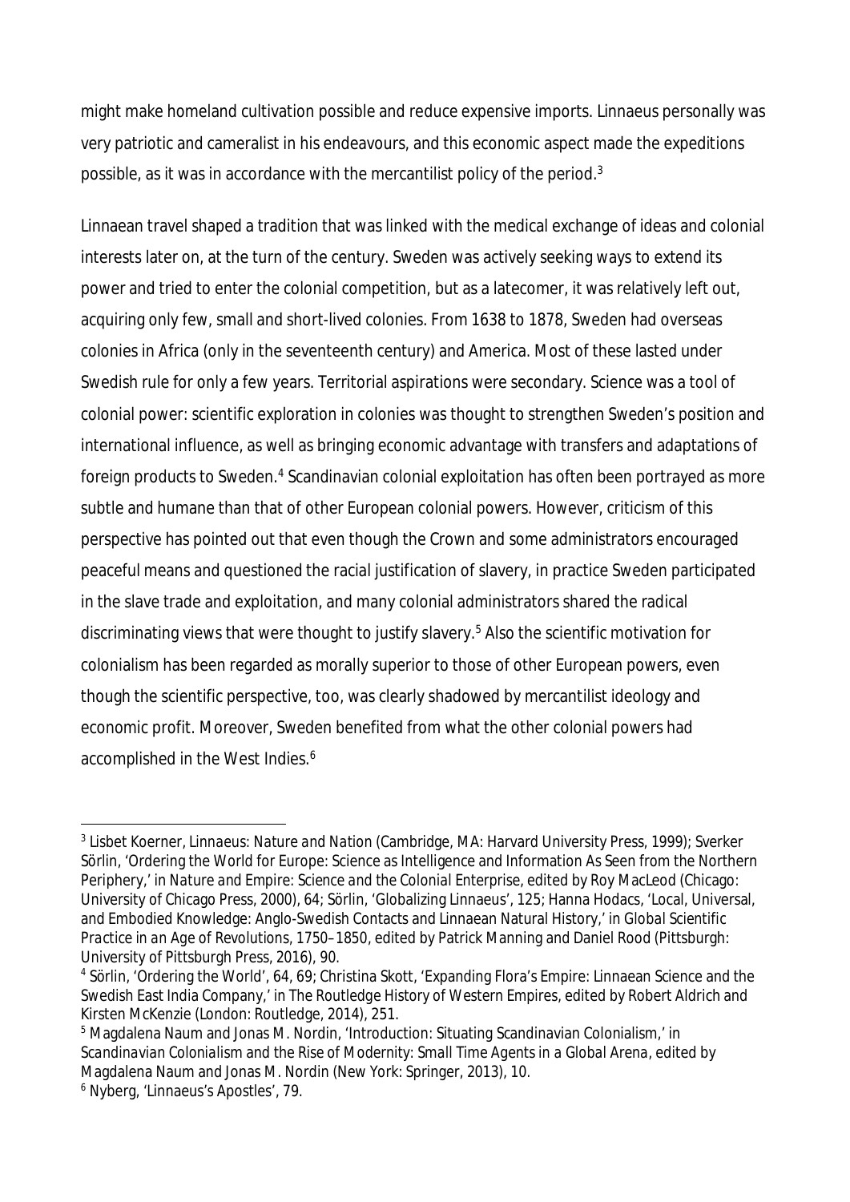might make homeland cultivation possible and reduce expensive imports. Linnaeus personally was very patriotic and cameralist in his endeavours, and this economic aspect made the expeditions possible, as it was in accordance with the mercantilist policy of the period.[3]

Linnaean travel shaped a tradition that was linked with the medical exchange of ideas and colonial interests later on, at the turn of the century. Sweden was actively seeking ways to extend its power and tried to enter the colonial competition, but as a latecomer, it was relatively left out, acquiring only few, small and short-lived colonies. From 1638 to 1878, Sweden had overseas colonies in Africa (only in the seventeenth century) and America. Most of these lasted under Swedish rule for only a few years. Territorial aspirations were secondary. Science was a tool of colonial power: scientific exploration in colonies was thought to strengthen Sweden's position and international influence, as well as bringing economic advantage with transfers and adaptations of foreign products to Sweden.[4] Scandinavian colonial exploitation has often been portrayed as more subtle and humane than that of other European colonial powers. However, criticism of this perspective has pointed out that even though the Crown and some administrators encouraged peaceful means and questioned the racial justification of slavery, in practice Sweden participated in the slave trade and exploitation, and many colonial administrators shared the radical discriminating views that were thought to justify slavery.[5] Also the scientific motivation for colonialism has been regarded as morally superior to those of other European powers, even though the scientific perspective, too, was clearly shadowed by mercantilist ideology and economic profit. Moreover, Sweden benefited from what the other colonial powers had accomplished in the West Indies.[6]

---

[3] Lisbet Koerner, *Linnaeus: Nature and Nation* (Cambridge, MA: Harvard University Press, 1999); Sverker Sörlin, 'Ordering the World for Europe: Science as Intelligence and Information As Seen from the Northern Periphery,' in *Nature and Empire: Science and the Colonial Enterprise*, edited by Roy MacLeod (Chicago: University of Chicago Press, 2000), 64; Sörlin, 'Globalizing Linnaeus', 125; Hanna Hodacs, 'Local, Universal, and Embodied Knowledge: Anglo-Swedish Contacts and Linnaean Natural History,' in *Global Scientific Practice in an Age of Revolutions, 1750–1850*, edited by Patrick Manning and Daniel Rood (Pittsburgh: University of Pittsburgh Press, 2016), 90.

[4] Sörlin, 'Ordering the World', 64, 69; Christina Skott, 'Expanding Flora's Empire: Linnaean Science and the Swedish East India Company,' in The Routledge History of Western Empires, edited by Robert Aldrich and Kirsten McKenzie (London: Routledge, 2014), 251.

[5] Magdalena Naum and Jonas M. Nordin, 'Introduction: Situating Scandinavian Colonialism,' in *Scandinavian Colonialism and the Rise of Modernity: Small Time Agents in a Global Arena*, edited by Magdalena Naum and Jonas M. Nordin (New York: Springer, 2013), 10.

[6] Nyberg, 'Linnaeus's Apostles', 79.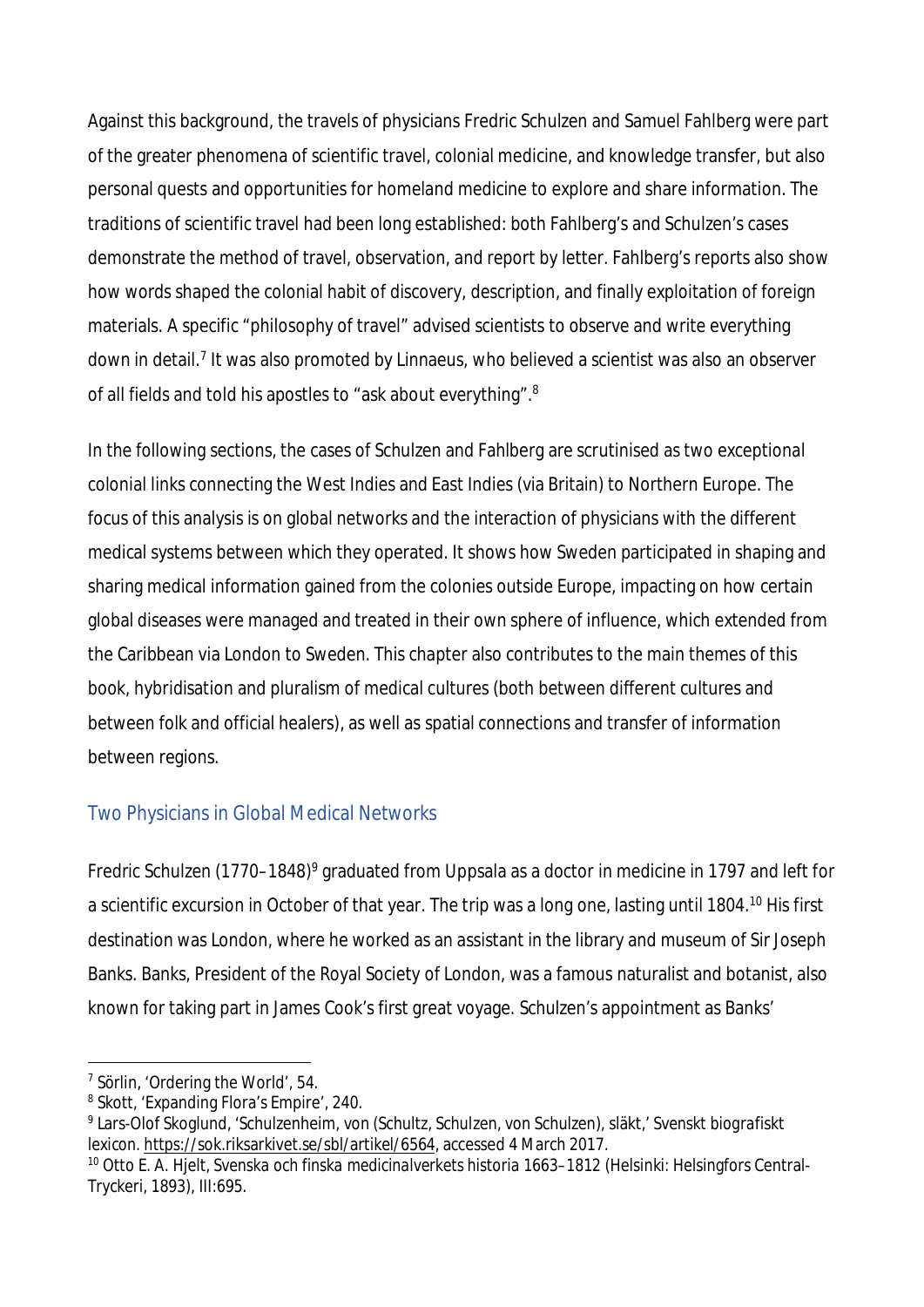Against this background, the travels of physicians Fredric Schulzen and Samuel Fahlberg were part of the greater phenomena of scientific travel, colonial medicine, and knowledge transfer, but also personal quests and opportunities for homeland medicine to explore and share information. The traditions of scientific travel had been long established: both Fahlberg's and Schulzen's cases demonstrate the method of travel, observation, and report by letter. Fahlberg's reports also show how words shaped the colonial habit of discovery, description, and finally exploitation of foreign materials. A specific "philosophy of travel" advised scientists to observe and write everything down in detail.[7] It was also promoted by Linnaeus, who believed a scientist was also an observer of all fields and told his apostles to "ask about everything".[8]

In the following sections, the cases of Schulzen and Fahlberg are scrutinised as two exceptional colonial links connecting the West Indies and East Indies (via Britain) to Northern Europe. The focus of this analysis is on global networks and the interaction of physicians with the different medical systems between which they operated. It shows how Sweden participated in shaping and sharing medical information gained from the colonies outside Europe, impacting on how certain global diseases were managed and treated in their own sphere of influence, which extended from the Caribbean via London to Sweden. This chapter also contributes to the main themes of this book, hybridisation and pluralism of medical cultures (both between different cultures and between folk and official healers), as well as spatial connections and transfer of information between regions.

## Two Physicians in Global Medical Networks

Fredric Schulzen (1770–1848)[9] graduated from Uppsala as a doctor in medicine in 1797 and left for a scientific excursion in October of that year. The trip was a long one, lasting until 1804.[10] His first destination was London, where he worked as an assistant in the library and museum of Sir Joseph Banks. Banks, President of the Royal Society of London, was a famous naturalist and botanist, also known for taking part in James Cook's first great voyage. Schulzen's appointment as Banks'

---

[7] Sörlin, 'Ordering the World', 54.

[8] Skott, 'Expanding Flora's Empire', 240.

[9] Lars-Olof Skoglund, 'Schulzenheim, von (Schultz, Schulzen, von Schulzen), släkt,' Svenskt biografiskt lexicon. https://sok.riksarkivet.se/sbl/artikel/6564, accessed 4 March 2017.

[10] Otto E. A. Hjelt, Svenska och finska medicinalverkets historia 1663–1812 (Helsinki: Helsingfors Central-Tryckeri, 1893), III:695.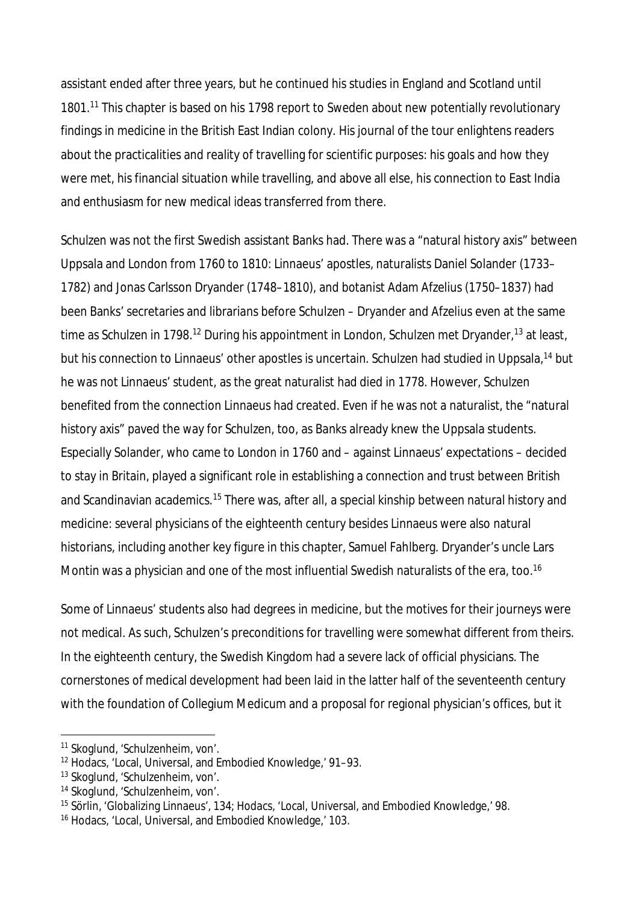assistant ended after three years, but he continued his studies in England and Scotland until 1801.[11] This chapter is based on his 1798 report to Sweden about new potentially revolutionary findings in medicine in the British East Indian colony. His journal of the tour enlightens readers about the practicalities and reality of travelling for scientific purposes: his goals and how they were met, his financial situation while travelling, and above all else, his connection to East India and enthusiasm for new medical ideas transferred from there.

Schulzen was not the first Swedish assistant Banks had. There was a "natural history axis" between Uppsala and London from 1760 to 1810: Linnaeus' apostles, naturalists Daniel Solander (1733–1782) and Jonas Carlsson Dryander (1748–1810), and botanist Adam Afzelius (1750–1837) had been Banks' secretaries and librarians before Schulzen – Dryander and Afzelius even at the same time as Schulzen in 1798.[12] During his appointment in London, Schulzen met Dryander,[13] at least, but his connection to Linnaeus' other apostles is uncertain. Schulzen had studied in Uppsala,[14] but he was not Linnaeus' student, as the great naturalist had died in 1778. However, Schulzen benefited from the connection Linnaeus had created. Even if he was not a naturalist, the "natural history axis" paved the way for Schulzen, too, as Banks already knew the Uppsala students. Especially Solander, who came to London in 1760 and – against Linnaeus' expectations – decided to stay in Britain, played a significant role in establishing a connection and trust between British and Scandinavian academics.[15] There was, after all, a special kinship between natural history and medicine: several physicians of the eighteenth century besides Linnaeus were also natural historians, including another key figure in this chapter, Samuel Fahlberg. Dryander's uncle Lars Montin was a physician and one of the most influential Swedish naturalists of the era, too.[16]

Some of Linnaeus' students also had degrees in medicine, but the motives for their journeys were not medical. As such, Schulzen's preconditions for travelling were somewhat different from theirs. In the eighteenth century, the Swedish Kingdom had a severe lack of official physicians. The cornerstones of medical development had been laid in the latter half of the seventeenth century with the foundation of Collegium Medicum and a proposal for regional physician's offices, but it

[11] Skoglund, 'Schulzenheim, von'.
[12] Hodacs, 'Local, Universal, and Embodied Knowledge,' 91–93.
[13] Skoglund, 'Schulzenheim, von'.
[14] Skoglund, 'Schulzenheim, von'.
[15] Sörlin, 'Globalizing Linnaeus', 134; Hodacs, 'Local, Universal, and Embodied Knowledge,' 98.
[16] Hodacs, 'Local, Universal, and Embodied Knowledge,' 103.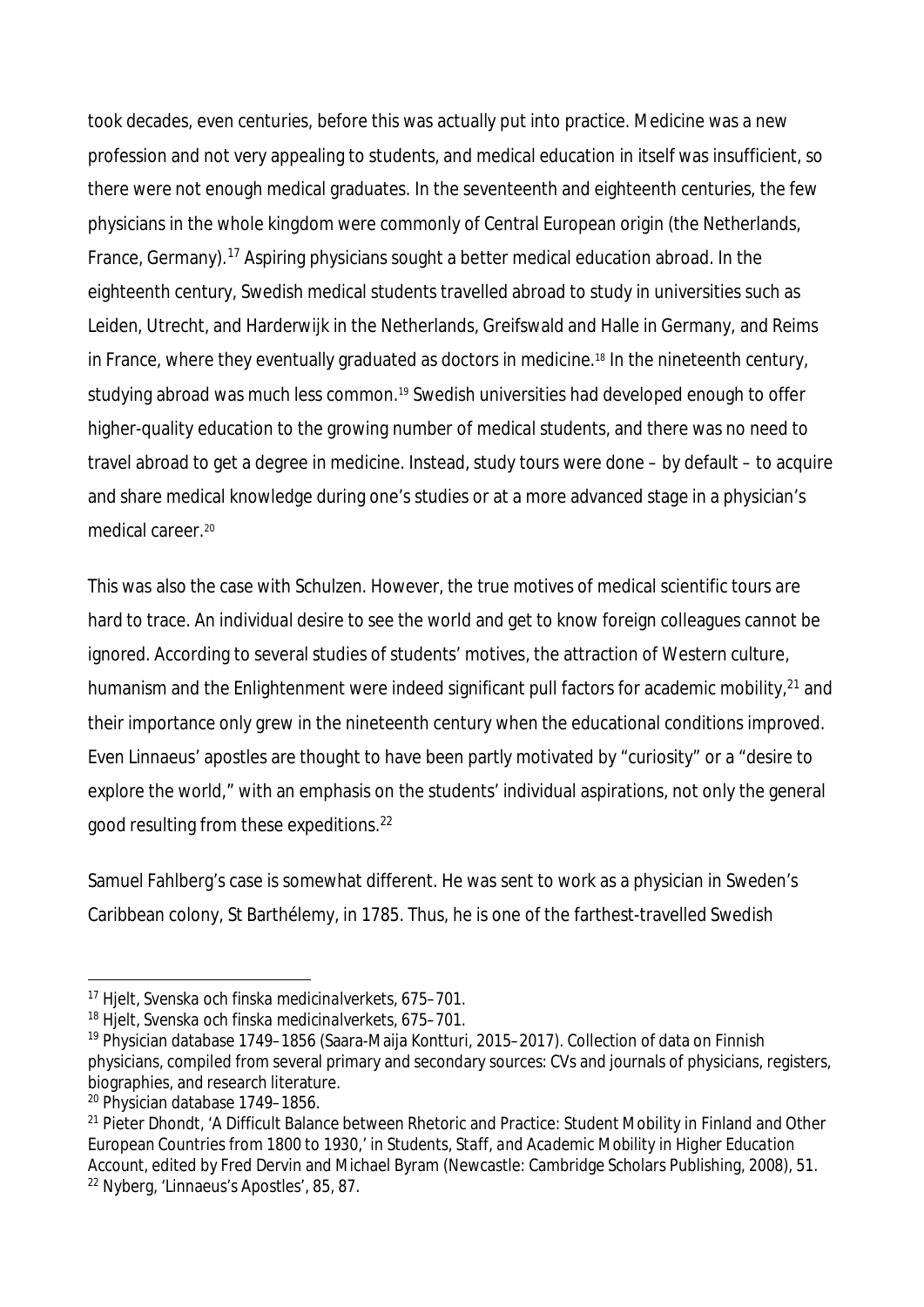took decades, even centuries, before this was actually put into practice. Medicine was a new profession and not very appealing to students, and medical education in itself was insufficient, so there were not enough medical graduates. In the seventeenth and eighteenth centuries, the few physicians in the whole kingdom were commonly of Central European origin (the Netherlands, France, Germany).[17] Aspiring physicians sought a better medical education abroad. In the eighteenth century, Swedish medical students travelled abroad to study in universities such as Leiden, Utrecht, and Harderwijk in the Netherlands, Greifswald and Halle in Germany, and Reims in France, where they eventually graduated as doctors in medicine.[18] In the nineteenth century, studying abroad was much less common.[19] Swedish universities had developed enough to offer higher-quality education to the growing number of medical students, and there was no need to travel abroad to get a degree in medicine. Instead, study tours were done – by default – to acquire and share medical knowledge during one's studies or at a more advanced stage in a physician's medical career.[20]

This was also the case with Schulzen. However, the true motives of medical scientific tours are hard to trace. An individual desire to see the world and get to know foreign colleagues cannot be ignored. According to several studies of students' motives, the attraction of Western culture, humanism and the Enlightenment were indeed significant pull factors for academic mobility,[21] and their importance only grew in the nineteenth century when the educational conditions improved. Even Linnaeus' apostles are thought to have been partly motivated by "curiosity" or a "desire to explore the world," with an emphasis on the students' individual aspirations, not only the general good resulting from these expeditions.[22]

Samuel Fahlberg's case is somewhat different. He was sent to work as a physician in Sweden's Caribbean colony, St Barthélemy, in 1785. Thus, he is one of the farthest-travelled Swedish

---

[17] Hjelt, *Svenska och finska medicinalverkets*, 675–701.

[18] Hjelt, *Svenska och finska medicinalverkets*, 675–701.

[19] Physician database 1749–1856 (Saara-Maija Kontturi, 2015–2017). Collection of data on Finnish physicians, compiled from several primary and secondary sources: CVs and journals of physicians, registers, biographies, and research literature.

[20] Physician database 1749–1856.

[21] Pieter Dhondt, 'A Difficult Balance between Rhetoric and Practice: Student Mobility in Finland and Other European Countries from 1800 to 1930,' in *Students, Staff, and Academic Mobility in Higher Education Account*, edited by Fred Dervin and Michael Byram (Newcastle: Cambridge Scholars Publishing, 2008), 51.

[22] Nyberg, 'Linnaeus's Apostles', 85, 87.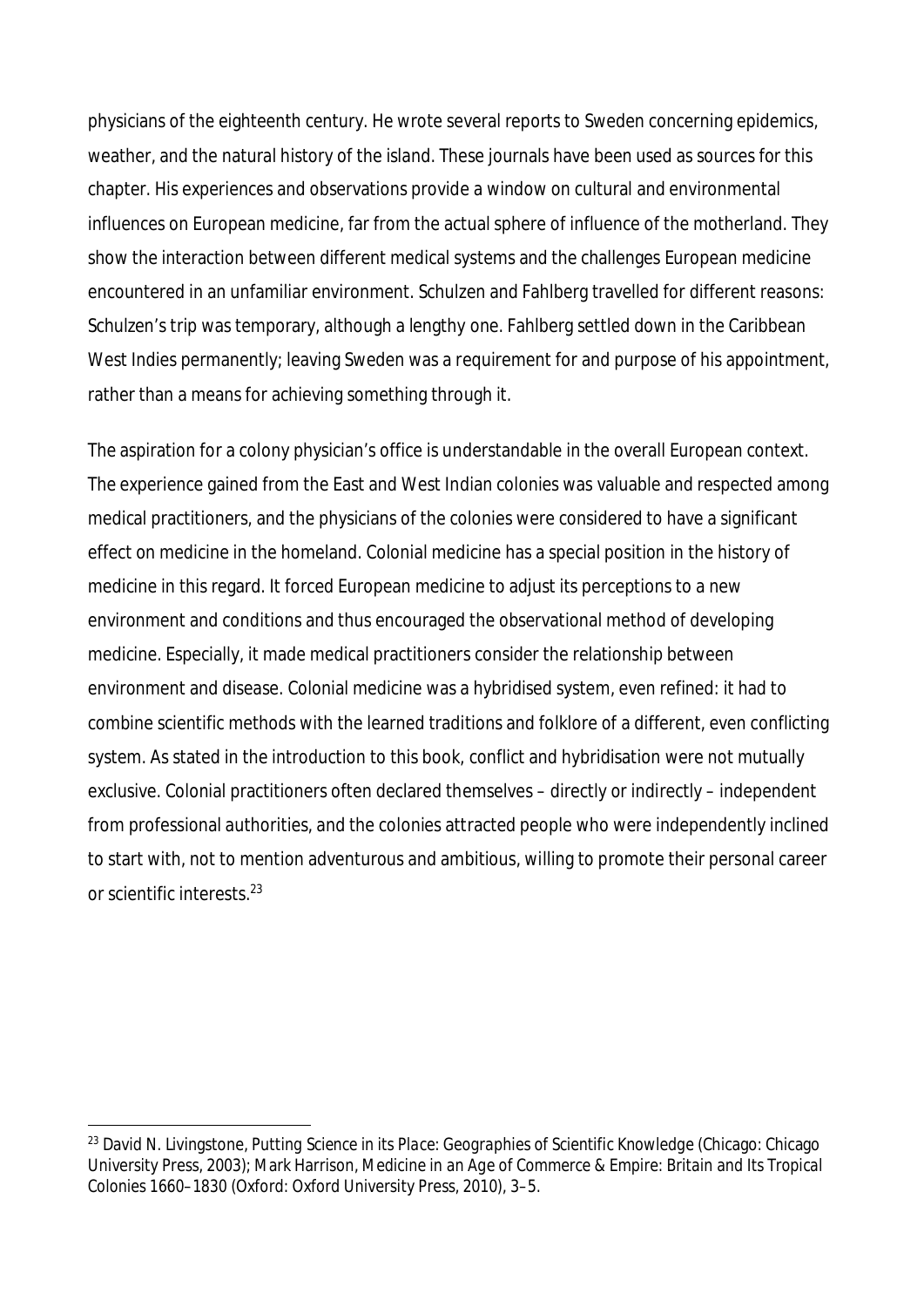physicians of the eighteenth century. He wrote several reports to Sweden concerning epidemics, weather, and the natural history of the island. These journals have been used as sources for this chapter. His experiences and observations provide a window on cultural and environmental influences on European medicine, far from the actual sphere of influence of the motherland. They show the interaction between different medical systems and the challenges European medicine encountered in an unfamiliar environment. Schulzen and Fahlberg travelled for different reasons: Schulzen's trip was temporary, although a lengthy one. Fahlberg settled down in the Caribbean West Indies permanently; leaving Sweden was a requirement for and purpose of his appointment, rather than a means for achieving something through it.

The aspiration for a colony physician's office is understandable in the overall European context. The experience gained from the East and West Indian colonies was valuable and respected among medical practitioners, and the physicians of the colonies were considered to have a significant effect on medicine in the homeland. Colonial medicine has a special position in the history of medicine in this regard. It forced European medicine to adjust its perceptions to a new environment and conditions and thus encouraged the observational method of developing medicine. Especially, it made medical practitioners consider the relationship between environment and disease. Colonial medicine was a hybridised system, even refined: it had to combine scientific methods with the learned traditions and folklore of a different, even conflicting system. As stated in the introduction to this book, conflict and hybridisation were not mutually exclusive. Colonial practitioners often declared themselves – directly or indirectly – independent from professional authorities, and the colonies attracted people who were independently inclined to start with, not to mention adventurous and ambitious, willing to promote their personal career or scientific interests.[23]

[23] David N. Livingstone, *Putting Science in its Place: Geographies of Scientific Knowledge* (Chicago: Chicago University Press, 2003); Mark Harrison, *Medicine in an Age of Commerce & Empire: Britain and Its Tropical Colonies 1660–1830* (Oxford: Oxford University Press, 2010), 3–5.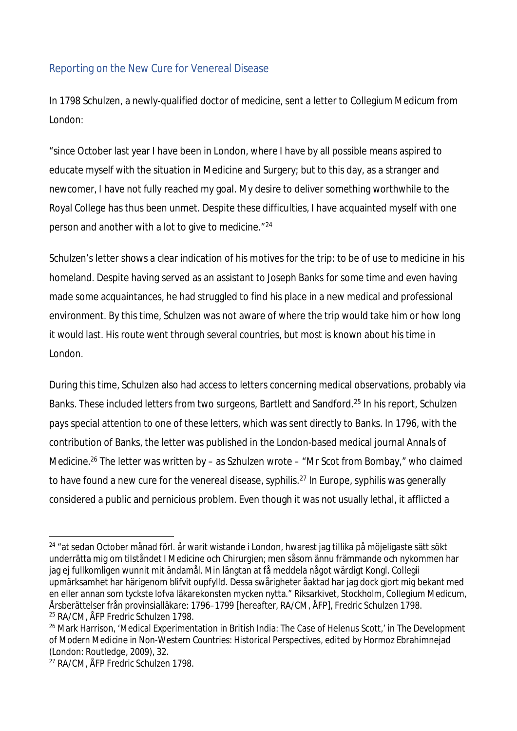## Reporting on the New Cure for Venereal Disease

In 1798 Schulzen, a newly-qualified doctor of medicine, sent a letter to Collegium Medicum from London:

"since October last year I have been in London, where I have by all possible means aspired to educate myself with the situation in Medicine and Surgery; but to this day, as a stranger and newcomer, I have not fully reached my goal. My desire to deliver something worthwhile to the Royal College has thus been unmet. Despite these difficulties, I have acquainted myself with one person and another with a lot to give to medicine."[24]

Schulzen's letter shows a clear indication of his motives for the trip: to be of use to medicine in his homeland. Despite having served as an assistant to Joseph Banks for some time and even having made some acquaintances, he had struggled to find his place in a new medical and professional environment. By this time, Schulzen was not aware of where the trip would take him or how long it would last. His route went through several countries, but most is known about his time in London.

During this time, Schulzen also had access to letters concerning medical observations, probably via Banks. These included letters from two surgeons, Bartlett and Sandford.[25] In his report, Schulzen pays special attention to one of these letters, which was sent directly to Banks. In 1796, with the contribution of Banks, the letter was published in the London-based medical journal *Annals of Medicine*.[26] The letter was written by – as Szhulzen wrote – "Mr Scot from Bombay," who claimed to have found a new cure for the venereal disease, syphilis.[27] In Europe, syphilis was generally considered a public and pernicious problem. Even though it was not usually lethal, it afflicted a

---

[24] "at sedan October månad förl. år warit wistande i London, hwarest jag tillika på möjeligaste sätt sökt underrätta mig om tilståndet I Medicine och Chirurgien; men såsom ännu främmande och nykommen har jag ej fullkomligen wunnit mit ändamål. Min längtan at få meddela något wärdigt Kongl. Collegii upmärksamhet har härigenom blifvit oupfylld. Dessa swårigheter åaktad har jag dock gjort mig bekant med en eller annan som tyckste lofva läkarekonsten mycken nytta." Riksarkivet, Stockholm, Collegium Medicum, Årsberättelser från provinsialläkare: 1796–1799 [hereafter, RA/CM, ÅFP], Fredric Schulzen 1798.

[25] RA/CM, ÅFP Fredric Schulzen 1798.

[26] Mark Harrison, 'Medical Experimentation in British India: The Case of Helenus Scott,' in The Development of Modern Medicine in Non-Western Countries: Historical Perspectives, edited by Hormoz Ebrahimnejad (London: Routledge, 2009), 32.

[27] RA/CM, ÅFP Fredric Schulzen 1798.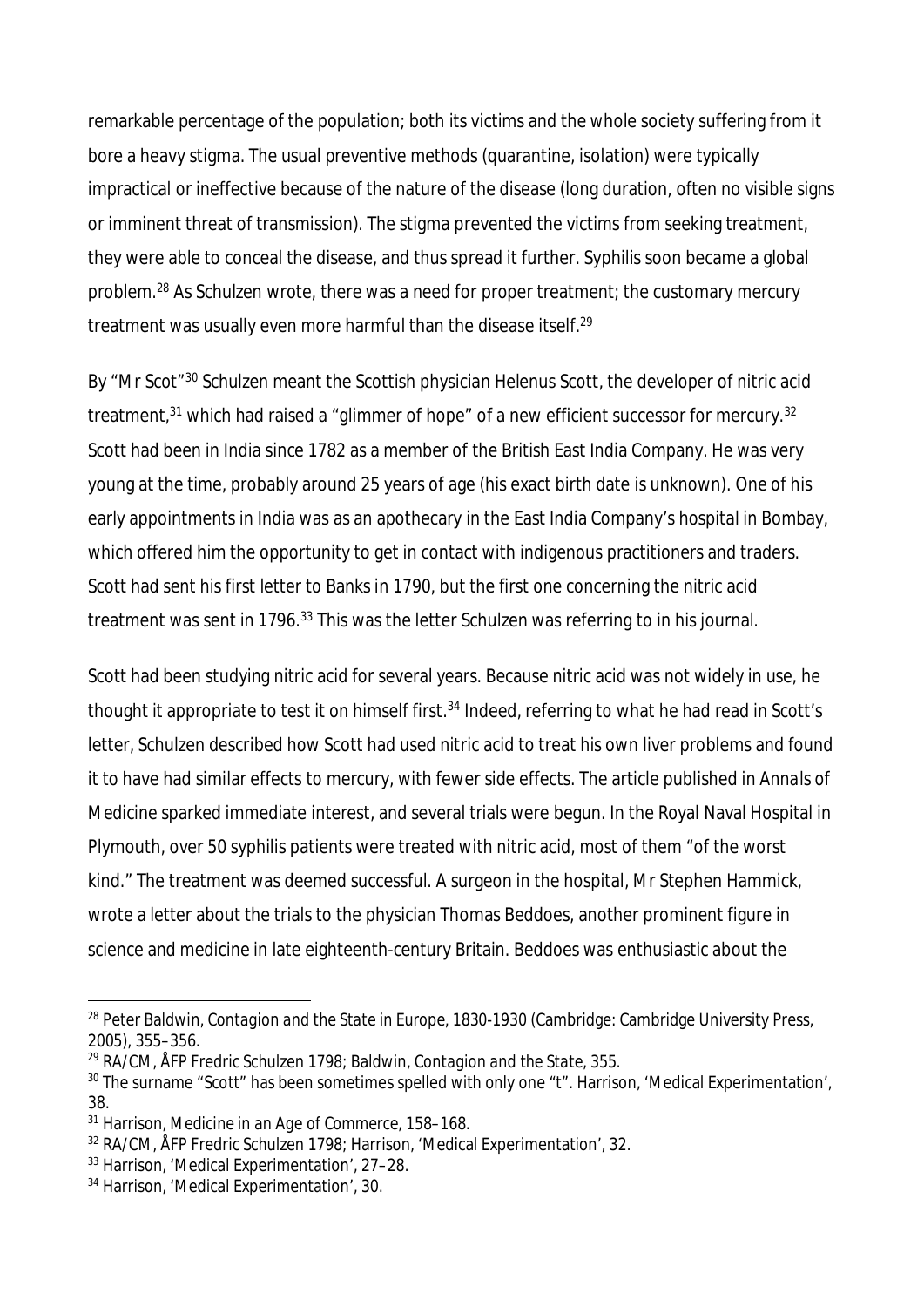remarkable percentage of the population; both its victims and the whole society suffering from it bore a heavy stigma. The usual preventive methods (quarantine, isolation) were typically impractical or ineffective because of the nature of the disease (long duration, often no visible signs or imminent threat of transmission). The stigma prevented the victims from seeking treatment, they were able to conceal the disease, and thus spread it further. Syphilis soon became a global problem.[28] As Schulzen wrote, there was a need for proper treatment; the customary mercury treatment was usually even more harmful than the disease itself.[29]

By "Mr Scot"[30] Schulzen meant the Scottish physician Helenus Scott, the developer of nitric acid treatment,[31] which had raised a "glimmer of hope" of a new efficient successor for mercury.[32] Scott had been in India since 1782 as a member of the British East India Company. He was very young at the time, probably around 25 years of age (his exact birth date is unknown). One of his early appointments in India was as an apothecary in the East India Company's hospital in Bombay, which offered him the opportunity to get in contact with indigenous practitioners and traders. Scott had sent his first letter to Banks in 1790, but the first one concerning the nitric acid treatment was sent in 1796.[33] This was the letter Schulzen was referring to in his journal.

Scott had been studying nitric acid for several years. Because nitric acid was not widely in use, he thought it appropriate to test it on himself first.[34] Indeed, referring to what he had read in Scott's letter, Schulzen described how Scott had used nitric acid to treat his own liver problems and found it to have had similar effects to mercury, with fewer side effects. The article published in *Annals of Medicine* sparked immediate interest, and several trials were begun. In the Royal Naval Hospital in Plymouth, over 50 syphilis patients were treated with nitric acid, most of them "of the worst kind." The treatment was deemed successful. A surgeon in the hospital, Mr Stephen Hammick, wrote a letter about the trials to the physician Thomas Beddoes, another prominent figure in science and medicine in late eighteenth-century Britain. Beddoes was enthusiastic about the

---

[28] Peter Baldwin, *Contagion and the State in Europe, 1830-1930* (Cambridge: Cambridge University Press, 2005), 355–356.

[29] RA/CM, ÅFP Fredric Schulzen 1798; Baldwin, *Contagion and the State*, 355.

[30] The surname "Scott" has been sometimes spelled with only one "t". Harrison, 'Medical Experimentation', 38.

[31] Harrison, *Medicine in an Age of Commerce*, 158–168.

[32] RA/CM, ÅFP Fredric Schulzen 1798; Harrison, 'Medical Experimentation', 32.

[33] Harrison, 'Medical Experimentation', 27–28.

[34] Harrison, 'Medical Experimentation', 30.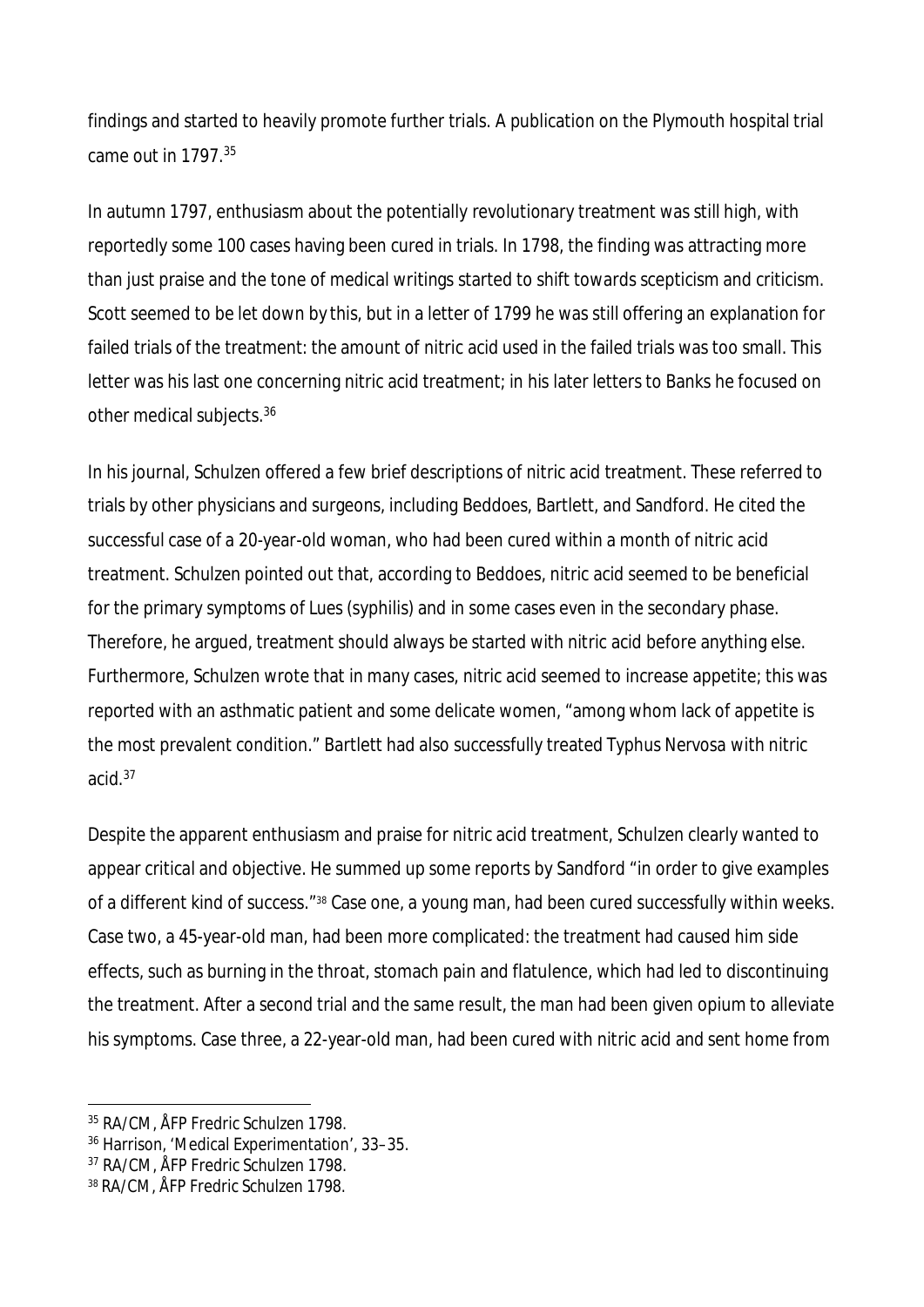findings and started to heavily promote further trials. A publication on the Plymouth hospital trial came out in 1797.[35]

In autumn 1797, enthusiasm about the potentially revolutionary treatment was still high, with reportedly some 100 cases having been cured in trials. In 1798, the finding was attracting more than just praise and the tone of medical writings started to shift towards scepticism and criticism. Scott seemed to be let down by this, but in a letter of 1799 he was still offering an explanation for failed trials of the treatment: the amount of nitric acid used in the failed trials was too small. This letter was his last one concerning nitric acid treatment; in his later letters to Banks he focused on other medical subjects.[36]

In his journal, Schulzen offered a few brief descriptions of nitric acid treatment. These referred to trials by other physicians and surgeons, including Beddoes, Bartlett, and Sandford. He cited the successful case of a 20-year-old woman, who had been cured within a month of nitric acid treatment. Schulzen pointed out that, according to Beddoes, nitric acid seemed to be beneficial for the primary symptoms of Lues (syphilis) and in some cases even in the secondary phase. Therefore, he argued, treatment should always be started with nitric acid before anything else. Furthermore, Schulzen wrote that in many cases, nitric acid seemed to increase appetite; this was reported with an asthmatic patient and some delicate women, "among whom lack of appetite is the most prevalent condition." Bartlett had also successfully treated Typhus Nervosa with nitric acid.[37]

Despite the apparent enthusiasm and praise for nitric acid treatment, Schulzen clearly wanted to appear critical and objective. He summed up some reports by Sandford "in order to give examples of a different kind of success."[38] Case one, a young man, had been cured successfully within weeks. Case two, a 45-year-old man, had been more complicated: the treatment had caused him side effects, such as burning in the throat, stomach pain and flatulence, which had led to discontinuing the treatment. After a second trial and the same result, the man had been given opium to alleviate his symptoms. Case three, a 22-year-old man, had been cured with nitric acid and sent home from

[35] RA/CM, ÅFP Fredric Schulzen 1798.
[36] Harrison, 'Medical Experimentation', 33–35.
[37] RA/CM, ÅFP Fredric Schulzen 1798.
[38] RA/CM, ÅFP Fredric Schulzen 1798.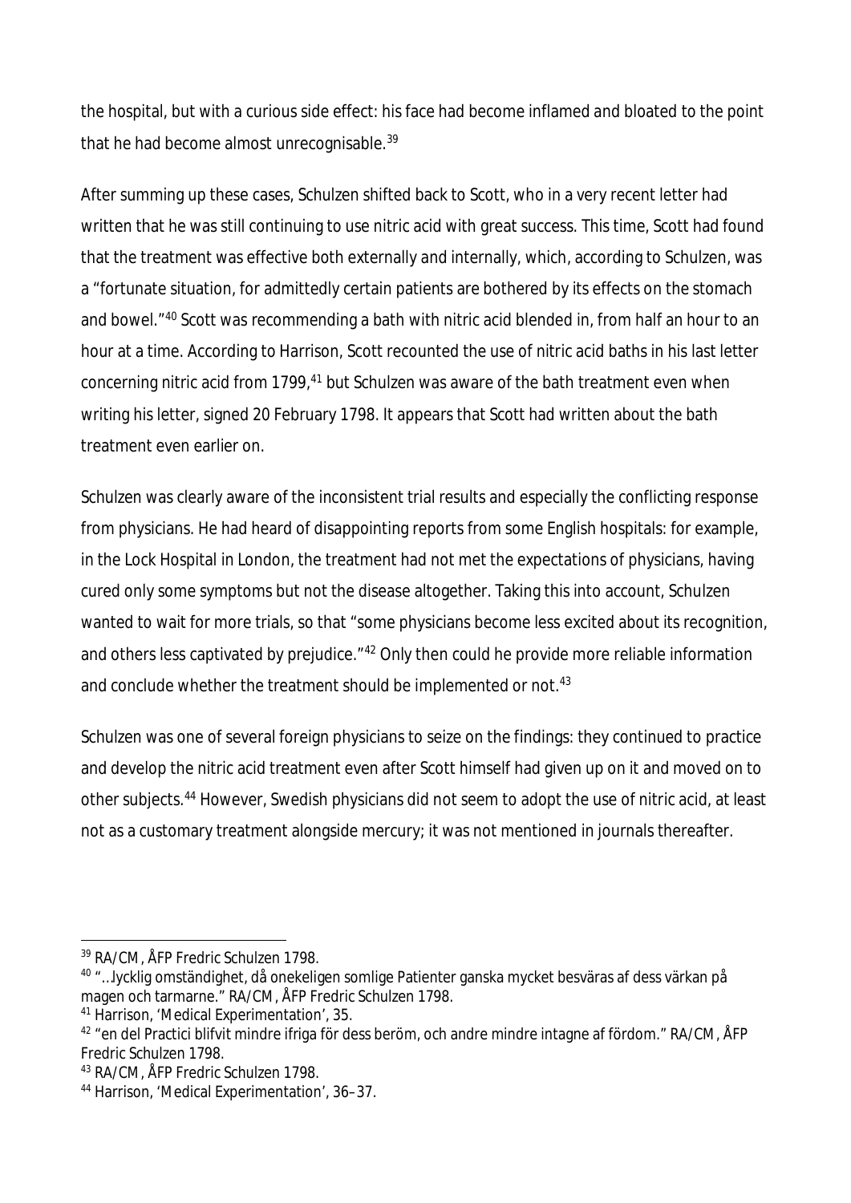the hospital, but with a curious side effect: his face had become inflamed and bloated to the point that he had become almost unrecognisable.[39]

After summing up these cases, Schulzen shifted back to Scott, who in a very recent letter had written that he was still continuing to use nitric acid with great success. This time, Scott had found that the treatment was effective both externally and internally, which, according to Schulzen, was a "fortunate situation, for admittedly certain patients are bothered by its effects on the stomach and bowel."[40] Scott was recommending a bath with nitric acid blended in, from half an hour to an hour at a time. According to Harrison, Scott recounted the use of nitric acid baths in his last letter concerning nitric acid from 1799,[41] but Schulzen was aware of the bath treatment even when writing his letter, signed 20 February 1798. It appears that Scott had written about the bath treatment even earlier on.

Schulzen was clearly aware of the inconsistent trial results and especially the conflicting response from physicians. He had heard of disappointing reports from some English hospitals: for example, in the Lock Hospital in London, the treatment had not met the expectations of physicians, having cured only some symptoms but not the disease altogether. Taking this into account, Schulzen wanted to wait for more trials, so that "some physicians become less excited about its recognition, and others less captivated by prejudice."[42] Only then could he provide more reliable information and conclude whether the treatment should be implemented or not.[43]

Schulzen was one of several foreign physicians to seize on the findings: they continued to practice and develop the nitric acid treatment even after Scott himself had given up on it and moved on to other subjects.[44] However, Swedish physicians did not seem to adopt the use of nitric acid, at least not as a customary treatment alongside mercury; it was not mentioned in journals thereafter.

---

[39] RA/CM, ÅFP Fredric Schulzen 1798.

[40] "…lycklig omständighet, då onekeligen somlige Patienter ganska mycket besväras af dess värkan på magen och tarmarne." RA/CM, ÅFP Fredric Schulzen 1798.

[41] Harrison, 'Medical Experimentation', 35.

[42] "en del Practici blifvit mindre ifriga för dess beröm, och andre mindre intagne af fördom." RA/CM, ÅFP Fredric Schulzen 1798.

[43] RA/CM, ÅFP Fredric Schulzen 1798.

[44] Harrison, 'Medical Experimentation', 36–37.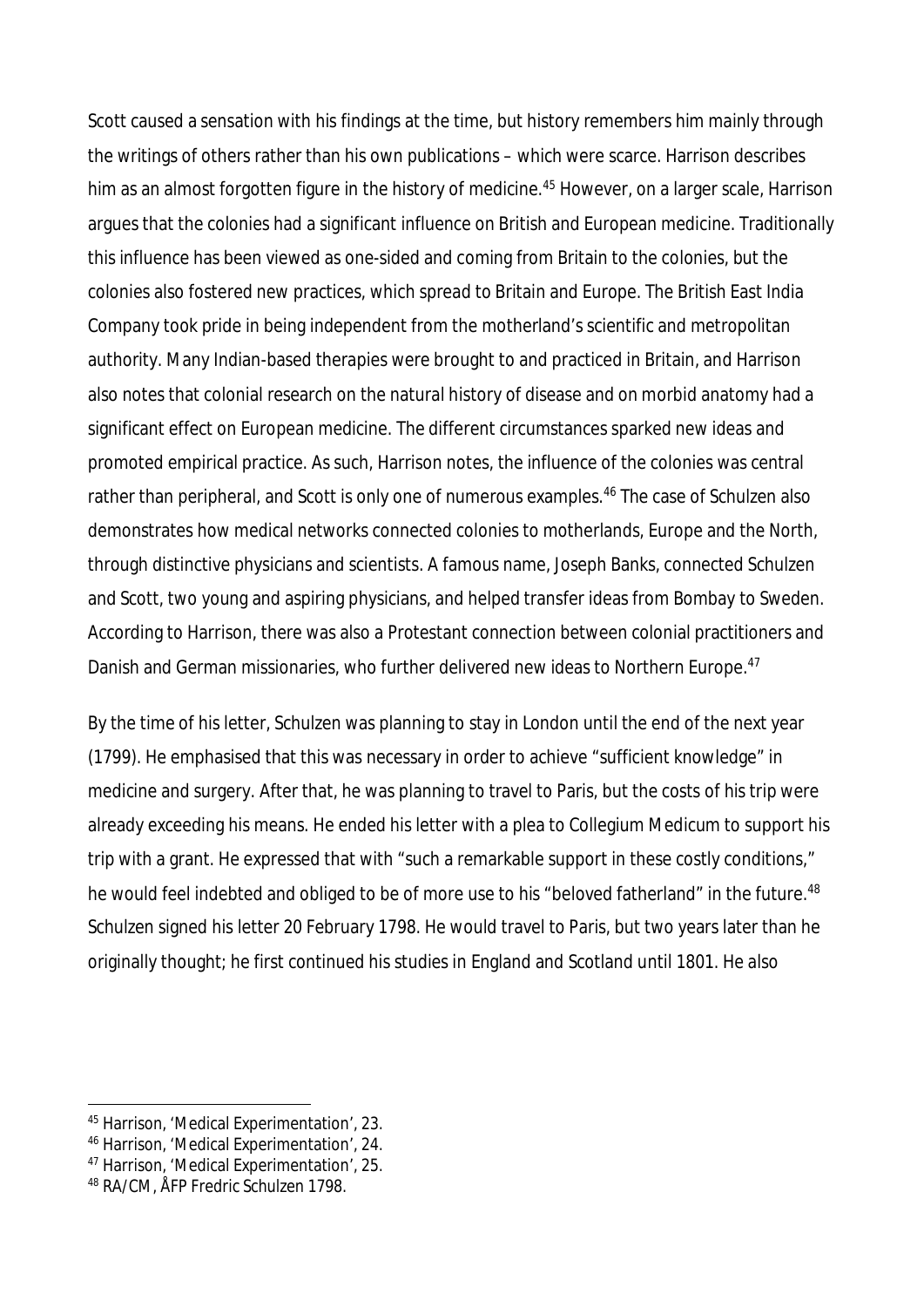Scott caused a sensation with his findings at the time, but history remembers him mainly through the writings of others rather than his own publications – which were scarce. Harrison describes him as an almost forgotten figure in the history of medicine.[45] However, on a larger scale, Harrison argues that the colonies had a significant influence on British and European medicine. Traditionally this influence has been viewed as one-sided and coming from Britain to the colonies, but the colonies also fostered new practices, which spread to Britain and Europe. The British East India Company took pride in being independent from the motherland's scientific and metropolitan authority. Many Indian-based therapies were brought to and practiced in Britain, and Harrison also notes that colonial research on the natural history of disease and on morbid anatomy had a significant effect on European medicine. The different circumstances sparked new ideas and promoted empirical practice. As such, Harrison notes, the influence of the colonies was central rather than peripheral, and Scott is only one of numerous examples.[46] The case of Schulzen also demonstrates how medical networks connected colonies to motherlands, Europe and the North, through distinctive physicians and scientists. A famous name, Joseph Banks, connected Schulzen and Scott, two young and aspiring physicians, and helped transfer ideas from Bombay to Sweden. According to Harrison, there was also a Protestant connection between colonial practitioners and Danish and German missionaries, who further delivered new ideas to Northern Europe.[47]

By the time of his letter, Schulzen was planning to stay in London until the end of the next year (1799). He emphasised that this was necessary in order to achieve "sufficient knowledge" in medicine and surgery. After that, he was planning to travel to Paris, but the costs of his trip were already exceeding his means. He ended his letter with a plea to Collegium Medicum to support his trip with a grant. He expressed that with "such a remarkable support in these costly conditions," he would feel indebted and obliged to be of more use to his "beloved fatherland" in the future.[48] Schulzen signed his letter 20 February 1798. He would travel to Paris, but two years later than he originally thought; he first continued his studies in England and Scotland until 1801. He also

---

[45] Harrison, 'Medical Experimentation', 23.

[46] Harrison, 'Medical Experimentation', 24.

[47] Harrison, 'Medical Experimentation', 25.

[48] RA/CM, ÅFP Fredric Schulzen 1798.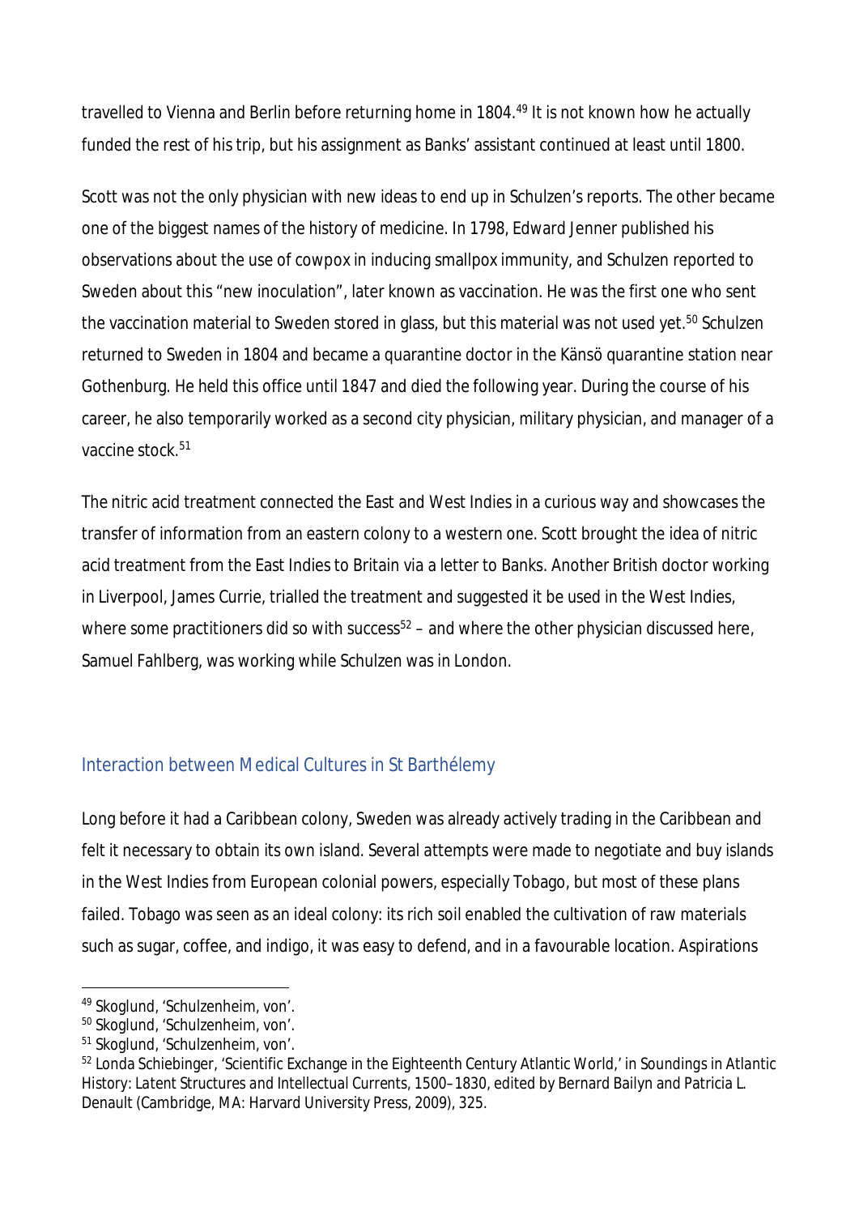travelled to Vienna and Berlin before returning home in 1804.[49] It is not known how he actually funded the rest of his trip, but his assignment as Banks' assistant continued at least until 1800.

Scott was not the only physician with new ideas to end up in Schulzen's reports. The other became one of the biggest names of the history of medicine. In 1798, Edward Jenner published his observations about the use of cowpox in inducing smallpox immunity, and Schulzen reported to Sweden about this "new inoculation", later known as vaccination. He was the first one who sent the vaccination material to Sweden stored in glass, but this material was not used yet.[50] Schulzen returned to Sweden in 1804 and became a quarantine doctor in the Känsö quarantine station near Gothenburg. He held this office until 1847 and died the following year. During the course of his career, he also temporarily worked as a second city physician, military physician, and manager of a vaccine stock.[51]

The nitric acid treatment connected the East and West Indies in a curious way and showcases the transfer of information from an eastern colony to a western one. Scott brought the idea of nitric acid treatment from the East Indies to Britain via a letter to Banks. Another British doctor working in Liverpool, James Currie, trialled the treatment and suggested it be used in the West Indies, where some practitioners did so with success[52] – and where the other physician discussed here, Samuel Fahlberg, was working while Schulzen was in London.

## Interaction between Medical Cultures in St Barthélemy

Long before it had a Caribbean colony, Sweden was already actively trading in the Caribbean and felt it necessary to obtain its own island. Several attempts were made to negotiate and buy islands in the West Indies from European colonial powers, especially Tobago, but most of these plans failed. Tobago was seen as an ideal colony: its rich soil enabled the cultivation of raw materials such as sugar, coffee, and indigo, it was easy to defend, and in a favourable location. Aspirations

---

[49] Skoglund, 'Schulzenheim, von'.

[50] Skoglund, 'Schulzenheim, von'.

[51] Skoglund, 'Schulzenheim, von'.

[52] Londa Schiebinger, 'Scientific Exchange in the Eighteenth Century Atlantic World,' in *Soundings in Atlantic History: Latent Structures and Intellectual Currents, 1500–1830*, edited by Bernard Bailyn and Patricia L. Denault (Cambridge, MA: Harvard University Press, 2009), 325.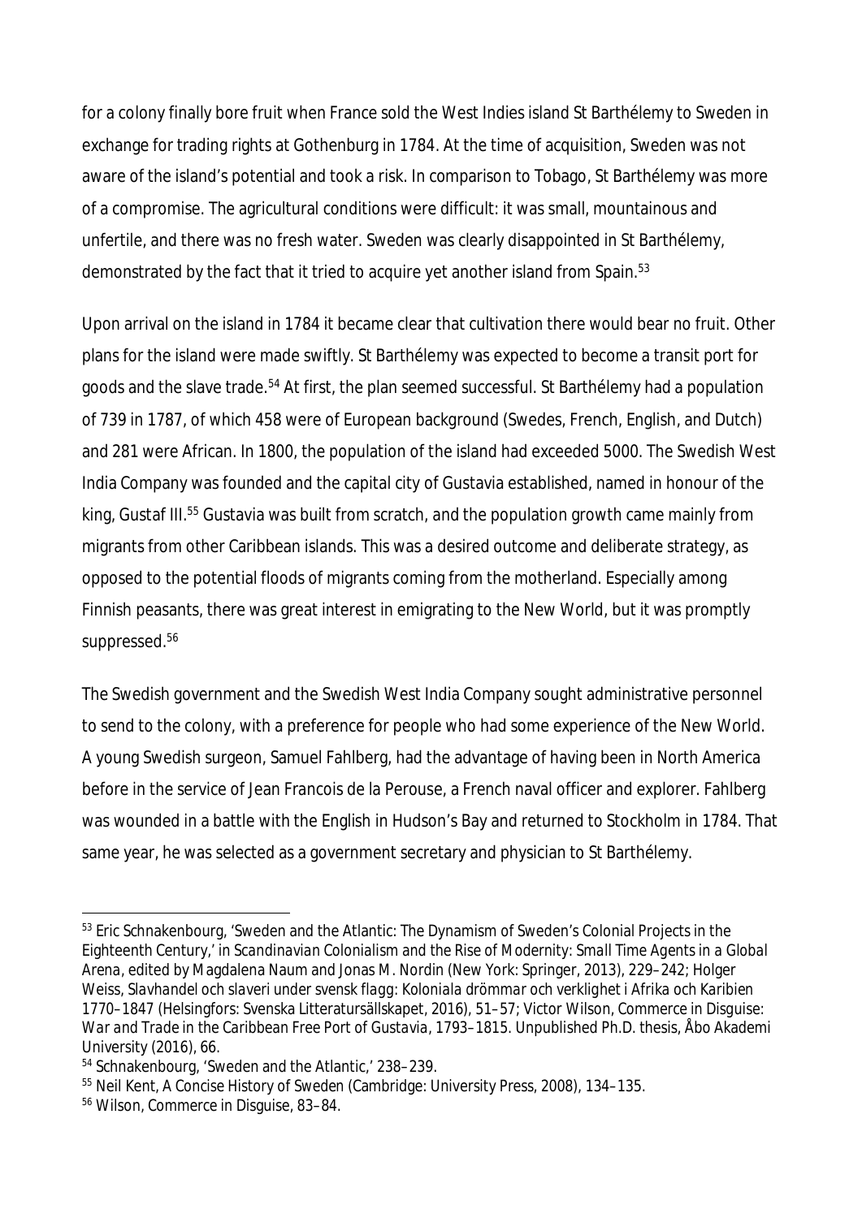for a colony finally bore fruit when France sold the West Indies island St Barthélemy to Sweden in exchange for trading rights at Gothenburg in 1784. At the time of acquisition, Sweden was not aware of the island's potential and took a risk. In comparison to Tobago, St Barthélemy was more of a compromise. The agricultural conditions were difficult: it was small, mountainous and unfertile, and there was no fresh water. Sweden was clearly disappointed in St Barthélemy, demonstrated by the fact that it tried to acquire yet another island from Spain.[53]

Upon arrival on the island in 1784 it became clear that cultivation there would bear no fruit. Other plans for the island were made swiftly. St Barthélemy was expected to become a transit port for goods and the slave trade.[54] At first, the plan seemed successful. St Barthélemy had a population of 739 in 1787, of which 458 were of European background (Swedes, French, English, and Dutch) and 281 were African. In 1800, the population of the island had exceeded 5000. The Swedish West India Company was founded and the capital city of Gustavia established, named in honour of the king, Gustaf III.[55] Gustavia was built from scratch, and the population growth came mainly from migrants from other Caribbean islands. This was a desired outcome and deliberate strategy, as opposed to the potential floods of migrants coming from the motherland. Especially among Finnish peasants, there was great interest in emigrating to the New World, but it was promptly suppressed.[56]

The Swedish government and the Swedish West India Company sought administrative personnel to send to the colony, with a preference for people who had some experience of the New World. A young Swedish surgeon, Samuel Fahlberg, had the advantage of having been in North America before in the service of Jean Francois de la Perouse, a French naval officer and explorer. Fahlberg was wounded in a battle with the English in Hudson's Bay and returned to Stockholm in 1784. That same year, he was selected as a government secretary and physician to St Barthélemy.

---

[53] Eric Schnakenbourg, 'Sweden and the Atlantic: The Dynamism of Sweden's Colonial Projects in the Eighteenth Century,' in *Scandinavian Colonialism and the Rise of Modernity: Small Time Agents in a Global Arena*, edited by Magdalena Naum and Jonas M. Nordin (New York: Springer, 2013), 229–242; Holger Weiss, *Slavhandel och slaveri under svensk flagg: Koloniala drömmar och verklighet i Afrika och Karibien 1770–1847* (Helsingfors: Svenska Litteratursällskapet, 2016), 51–57; Victor Wilson, *Commerce in Disguise: War and Trade in the Caribbean Free Port of Gustavia, 1793–1815*. Unpublished Ph.D. thesis, Åbo Akademi University (2016), 66.

[54] Schnakenbourg, 'Sweden and the Atlantic,' 238–239.

[55] Neil Kent, *A Concise History of Sweden* (Cambridge: University Press, 2008), 134–135.

[56] Wilson, *Commerce in Disguise*, 83–84.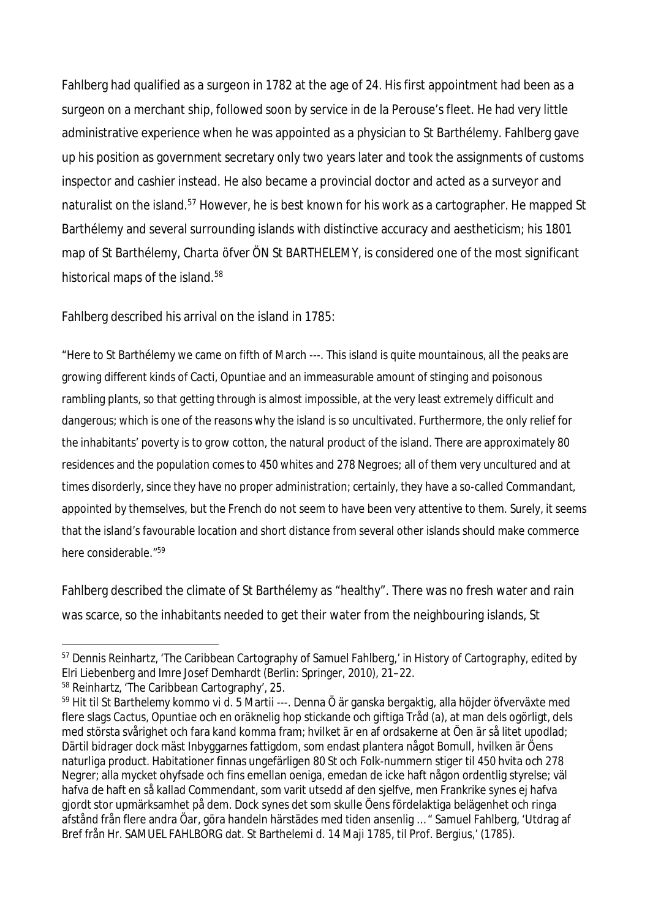Fahlberg had qualified as a surgeon in 1782 at the age of 24. His first appointment had been as a surgeon on a merchant ship, followed soon by service in de la Perouse's fleet. He had very little administrative experience when he was appointed as a physician to St Barthélemy. Fahlberg gave up his position as government secretary only two years later and took the assignments of customs inspector and cashier instead. He also became a provincial doctor and acted as a surveyor and naturalist on the island.[57] However, he is best known for his work as a cartographer. He mapped St Barthélemy and several surrounding islands with distinctive accuracy and aestheticism; his 1801 map of St Barthélemy, *Charta öfver ÖN St BARTHELEMY*, is considered one of the most significant historical maps of the island.[58]

Fahlberg described his arrival on the island in 1785:

"Here to St Barthélemy we came on fifth of March ---. This island is quite mountainous, all the peaks are growing different kinds of *Cacti*, *Opuntiae* and an immeasurable amount of stinging and poisonous rambling plants, so that getting through is almost impossible, at the very least extremely difficult and dangerous; which is one of the reasons why the island is so uncultivated. Furthermore, the only relief for the inhabitants' poverty is to grow cotton, the natural product of the island. There are approximately 80 residences and the population comes to 450 whites and 278 Negroes; all of them very uncultured and at times disorderly, since they have no proper administration; certainly, they have a so-called Commandant, appointed by themselves, but the French do not seem to have been very attentive to them. Surely, it seems that the island's favourable location and short distance from several other islands should make commerce here considerable."[59]

Fahlberg described the climate of St Barthélemy as "healthy". There was no fresh water and rain was scarce, so the inhabitants needed to get their water from the neighbouring islands, St

---

[57] Dennis Reinhartz, 'The Caribbean Cartography of Samuel Fahlberg,' in *History of Cartography*, edited by Elri Liebenberg and Imre Josef Demhardt (Berlin: Springer, 2010), 21–22.

[58] Reinhartz, 'The Caribbean Cartography', 25.

[59] Hit til St Barthelemy kommo vi d. 5 Martii ---. Denna Ö är ganska bergaktig, alla höjder öfverväxte med flere slags *Cactus*, *Opuntiae* och en oräknelig hop stickande och giftiga Tråd (a), at man dels ogörligt, dels med största svårighet och fara kand komma fram; hvilket är en af ordsakerne at Öen är så litet upodlad; Därtil bidrager dock mäst Inbyggarnes fattigdom, som endast plantera något Bomull, hvilken är Öens naturliga product. Habitationer finnas ungefärligen 80 St och Folk-nummern stiger til 450 hvita och 278 Negrer; alla mycket ohyfsade och fins emellan oeniga, emedan de icke haft någon ordentlig styrelse; väl hafva de haft en så kallad Commendant, som varit utsedd af den sjelfve, men Frankrike synes ej hafva gjordt stor upmärksamhet på dem. Dock synes det som skulle Öens fördelaktiga belägenhet och ringa afstånd från flere andra Öar, göra handeln härstädes med tiden ansenlig …" Samuel Fahlberg, 'Utdrag af Bref från Hr. SAMUEL FAHLBORG dat. St Barthelemi d. 14 Maji 1785, til Prof. Bergius,' (1785).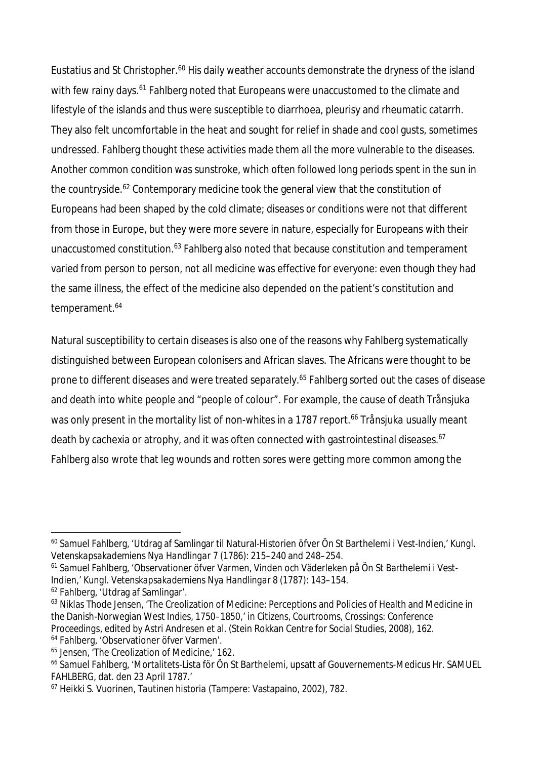Eustatius and St Christopher.[60] His daily weather accounts demonstrate the dryness of the island with few rainy days.[61] Fahlberg noted that Europeans were unaccustomed to the climate and lifestyle of the islands and thus were susceptible to diarrhoea, pleurisy and rheumatic catarrh. They also felt uncomfortable in the heat and sought for relief in shade and cool gusts, sometimes undressed. Fahlberg thought these activities made them all the more vulnerable to the diseases. Another common condition was sunstroke, which often followed long periods spent in the sun in the countryside.[62] Contemporary medicine took the general view that the constitution of Europeans had been shaped by the cold climate; diseases or conditions were not that different from those in Europe, but they were more severe in nature, especially for Europeans with their unaccustomed constitution.[63] Fahlberg also noted that because constitution and temperament varied from person to person, not all medicine was effective for everyone: even though they had the same illness, the effect of the medicine also depended on the patient's constitution and temperament.[64]

Natural susceptibility to certain diseases is also one of the reasons why Fahlberg systematically distinguished between European colonisers and African slaves. The Africans were thought to be prone to different diseases and were treated separately.[65] Fahlberg sorted out the cases of disease and death into white people and "people of colour". For example, the cause of death Trånsjuka was only present in the mortality list of non-whites in a 1787 report.[66] Trånsjuka usually meant death by cachexia or atrophy, and it was often connected with gastrointestinal diseases.[67] Fahlberg also wrote that leg wounds and rotten sores were getting more common among the

---

[60] Samuel Fahlberg, 'Utdrag af Samlingar til Natural-Historien öfver Ön St Barthelemi i Vest-Indien,' *Kungl. Vetenskapsakademiens Nya Handlingar* 7 (1786): 215–240 and 248–254.

[61] Samuel Fahlberg, 'Observationer öfver Varmen, Vinden och Väderleken på Ön St Barthelemi i Vest-Indien,' *Kungl. Vetenskapsakademiens Nya Handlingar* 8 (1787): 143–154.

[62] Fahlberg, 'Utdrag af Samlingar'.

[63] Niklas Thode Jensen, 'The Creolization of Medicine: Perceptions and Policies of Health and Medicine in the Danish-Norwegian West Indies, 1750–1850,' in *Citizens, Courtrooms, Crossings: Conference Proceedings*, edited by Astri Andresen et al. (Stein Rokkan Centre for Social Studies, 2008), 162.

[64] Fahlberg, 'Observationer öfver Varmen'.

[65] Jensen, 'The Creolization of Medicine,' 162.

[66] Samuel Fahlberg, 'Mortalitets-Lista för Ön St Barthelemi, upsatt af Gouvernements-Medicus Hr. SAMUEL FAHLBERG, dat. den 23 April 1787.'

[67] Heikki S. Vuorinen, *Tautinen historia* (Tampere: Vastapaino, 2002), 782.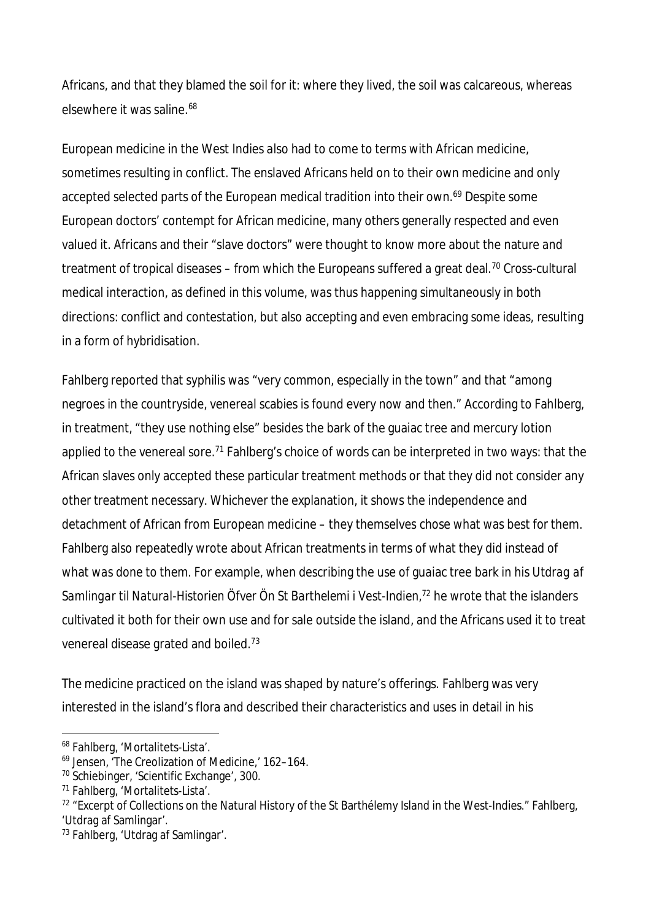Africans, and that they blamed the soil for it: where they lived, the soil was calcareous, whereas elsewhere it was saline.[68]

European medicine in the West Indies also had to come to terms with African medicine, sometimes resulting in conflict. The enslaved Africans held on to their own medicine and only accepted selected parts of the European medical tradition into their own.[69] Despite some European doctors' contempt for African medicine, many others generally respected and even valued it. Africans and their "slave doctors" were thought to know more about the nature and treatment of tropical diseases – from which the Europeans suffered a great deal.[70] Cross-cultural medical interaction, as defined in this volume, was thus happening simultaneously in both directions: conflict and contestation, but also accepting and even embracing some ideas, resulting in a form of hybridisation.

Fahlberg reported that syphilis was "very common, especially in the town" and that "among negroes in the countryside, venereal scabies is found every now and then." According to Fahlberg, in treatment, "they use nothing else" besides the bark of the guaiac tree and mercury lotion applied to the venereal sore.[71] Fahlberg's choice of words can be interpreted in two ways: that the African slaves only accepted these particular treatment methods or that they did not consider any other treatment necessary. Whichever the explanation, it shows the independence and detachment of African from European medicine – they themselves chose what was best for them. Fahlberg also repeatedly wrote about African treatments in terms of what they did instead of what was done to them. For example, when describing the use of guaiac tree bark in his *Utdrag af Samlingar til Natural-Historien Öfver Ön St Barthelemi i Vest-Indien*,[72] he wrote that the islanders cultivated it both for their own use and for sale outside the island, and the Africans used it to treat venereal disease grated and boiled.[73]

The medicine practiced on the island was shaped by nature's offerings. Fahlberg was very interested in the island's flora and described their characteristics and uses in detail in his

---

[68] Fahlberg, 'Mortalitets-Lista'.

[69] Jensen, 'The Creolization of Medicine,' 162–164.

[70] Schiebinger, 'Scientific Exchange', 300.

[71] Fahlberg, 'Mortalitets-Lista'.

[72] "Excerpt of Collections on the Natural History of the St Barthélemy Island in the West-Indies." Fahlberg, 'Utdrag af Samlingar'.

[73] Fahlberg, 'Utdrag af Samlingar'.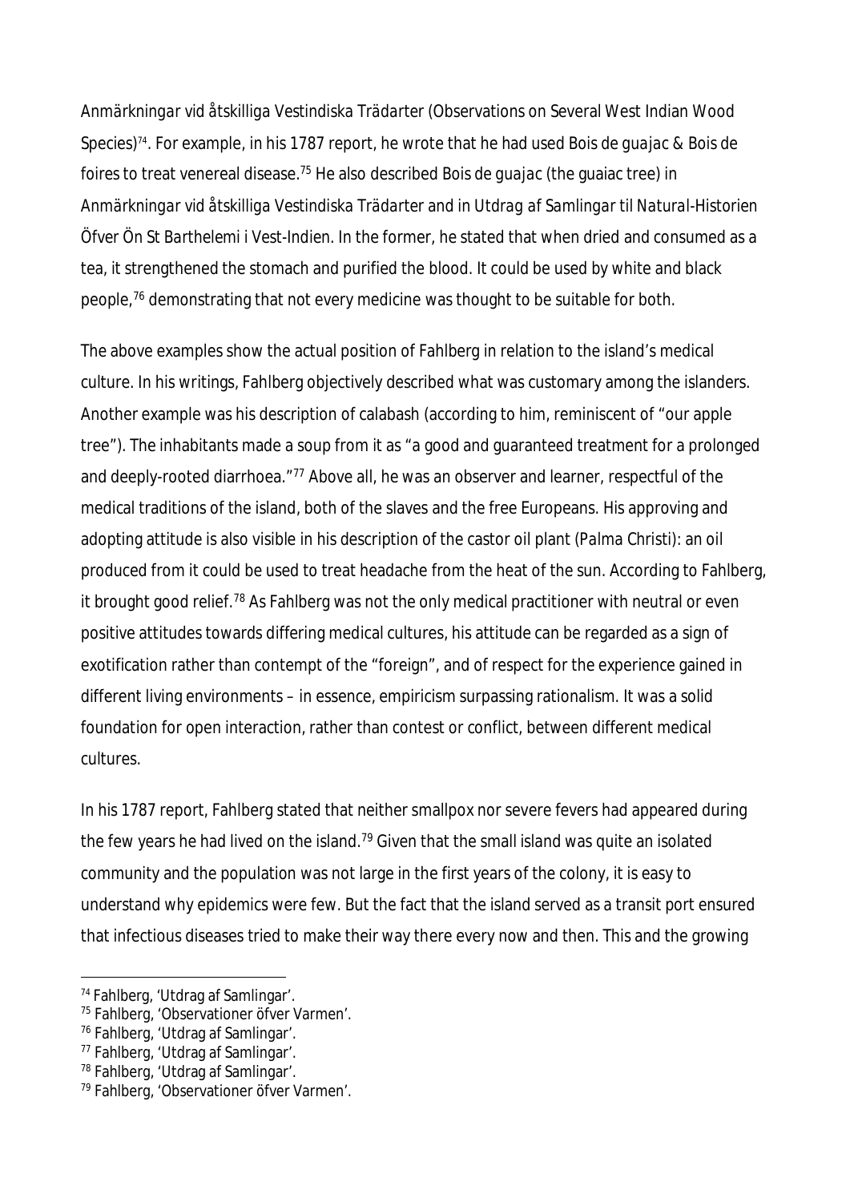*Anmärkningar vid åtskilliga Vestindiska Trädarter* (Observations on Several West Indian Wood Species)[74]. For example, in his 1787 report, he wrote that he had used *Bois de guajac & Bois de foires* to treat venereal disease.[75] He also described *Bois de guajac* (the guaiac tree) in *Anmärkningar vid åtskilliga Vestindiska Trädarter* and in *Utdrag af Samlingar til Natural-Historien Öfver Ön St Barthelemi i Vest-Indien*. In the former, he stated that when dried and consumed as a tea, it strengthened the stomach and purified the blood. It could be used by white and black people,[76] demonstrating that not every medicine was thought to be suitable for both.

The above examples show the actual position of Fahlberg in relation to the island's medical culture. In his writings, Fahlberg objectively described what was customary among the islanders. Another example was his description of calabash (according to him, reminiscent of "our apple tree"). The inhabitants made a soup from it as "a good and guaranteed treatment for a prolonged and deeply-rooted diarrhoea."[77] Above all, he was an observer and learner, respectful of the medical traditions of the island, both of the slaves and the free Europeans. His approving and adopting attitude is also visible in his description of the castor oil plant (*Palma Christi*): an oil produced from it could be used to treat headache from the heat of the sun. According to Fahlberg, it brought good relief.[78] As Fahlberg was not the only medical practitioner with neutral or even positive attitudes towards differing medical cultures, his attitude can be regarded as a sign of exotification rather than contempt of the "foreign", and of respect for the experience gained in different living environments – in essence, empiricism surpassing rationalism. It was a solid foundation for open interaction, rather than contest or conflict, between different medical cultures.

In his 1787 report, Fahlberg stated that neither smallpox nor severe fevers had appeared during the few years he had lived on the island.[79] Given that the small island was quite an isolated community and the population was not large in the first years of the colony, it is easy to understand why epidemics were few. But the fact that the island served as a transit port ensured that infectious diseases tried to make their way there every now and then. This and the growing

---

[74] Fahlberg, 'Utdrag af Samlingar'.
[75] Fahlberg, 'Observationer öfver Varmen'.
[76] Fahlberg, 'Utdrag af Samlingar'.
[77] Fahlberg, 'Utdrag af Samlingar'.
[78] Fahlberg, 'Utdrag af Samlingar'.
[79] Fahlberg, 'Observationer öfver Varmen'.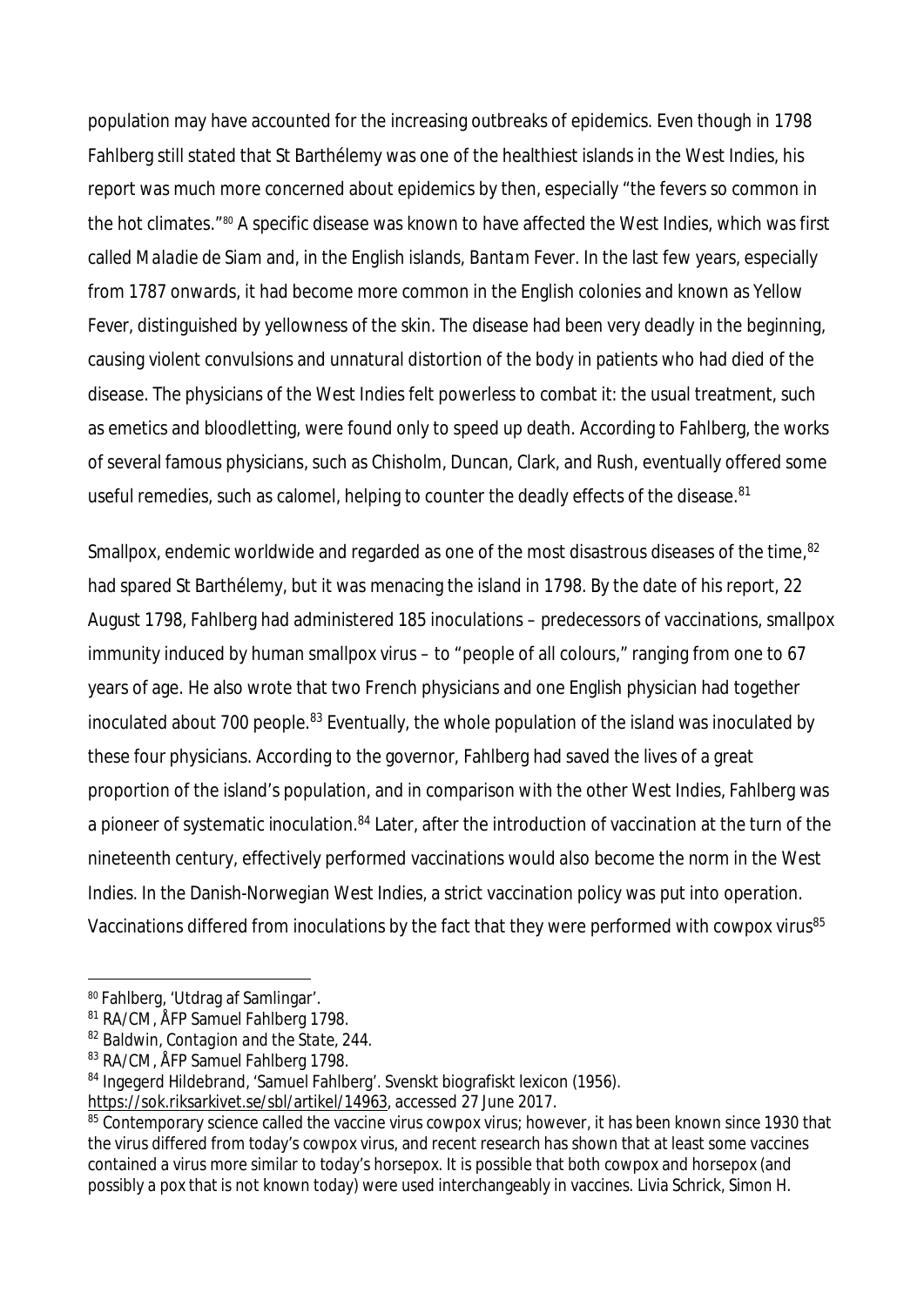population may have accounted for the increasing outbreaks of epidemics. Even though in 1798 Fahlberg still stated that St Barthélemy was one of the healthiest islands in the West Indies, his report was much more concerned about epidemics by then, especially "the fevers so common in the hot climates."[80] A specific disease was known to have affected the West Indies, which was first called *Maladie de Siam* and, in the English islands, *Bantam Fever*. In the last few years, especially from 1787 onwards, it had become more common in the English colonies and known as Yellow Fever, distinguished by yellowness of the skin. The disease had been very deadly in the beginning, causing violent convulsions and unnatural distortion of the body in patients who had died of the disease. The physicians of the West Indies felt powerless to combat it: the usual treatment, such as emetics and bloodletting, were found only to speed up death. According to Fahlberg, the works of several famous physicians, such as Chisholm, Duncan, Clark, and Rush, eventually offered some useful remedies, such as calomel, helping to counter the deadly effects of the disease.[81]

Smallpox, endemic worldwide and regarded as one of the most disastrous diseases of the time,[82] had spared St Barthélemy, but it was menacing the island in 1798. By the date of his report, 22 August 1798, Fahlberg had administered 185 inoculations – predecessors of vaccinations, smallpox immunity induced by human smallpox virus – to "people of all colours," ranging from one to 67 years of age. He also wrote that two French physicians and one English physician had together inoculated about 700 people.[83] Eventually, the whole population of the island was inoculated by these four physicians. According to the governor, Fahlberg had saved the lives of a great proportion of the island's population, and in comparison with the other West Indies, Fahlberg was a pioneer of systematic inoculation.[84] Later, after the introduction of vaccination at the turn of the nineteenth century, effectively performed vaccinations would also become the norm in the West Indies. In the Danish-Norwegian West Indies, a strict vaccination policy was put into operation. Vaccinations differed from inoculations by the fact that they were performed with cowpox virus[85]

---

[80] Fahlberg, 'Utdrag af Samlingar'.

[81] RA/CM, ÅFP Samuel Fahlberg 1798.

[82] Baldwin, *Contagion and the State*, 244.

[83] RA/CM, ÅFP Samuel Fahlberg 1798.

[84] Ingegerd Hildebrand, 'Samuel Fahlberg'. Svenskt biografiskt lexicon (1956). https://sok.riksarkivet.se/sbl/artikel/14963, accessed 27 June 2017.

[85] Contemporary science called the vaccine virus cowpox virus; however, it has been known since 1930 that the virus differed from today's cowpox virus, and recent research has shown that at least some vaccines contained a virus more similar to today's horsepox. It is possible that both cowpox and horsepox (and possibly a pox that is not known today) were used interchangeably in vaccines. Livia Schrick, Simon H.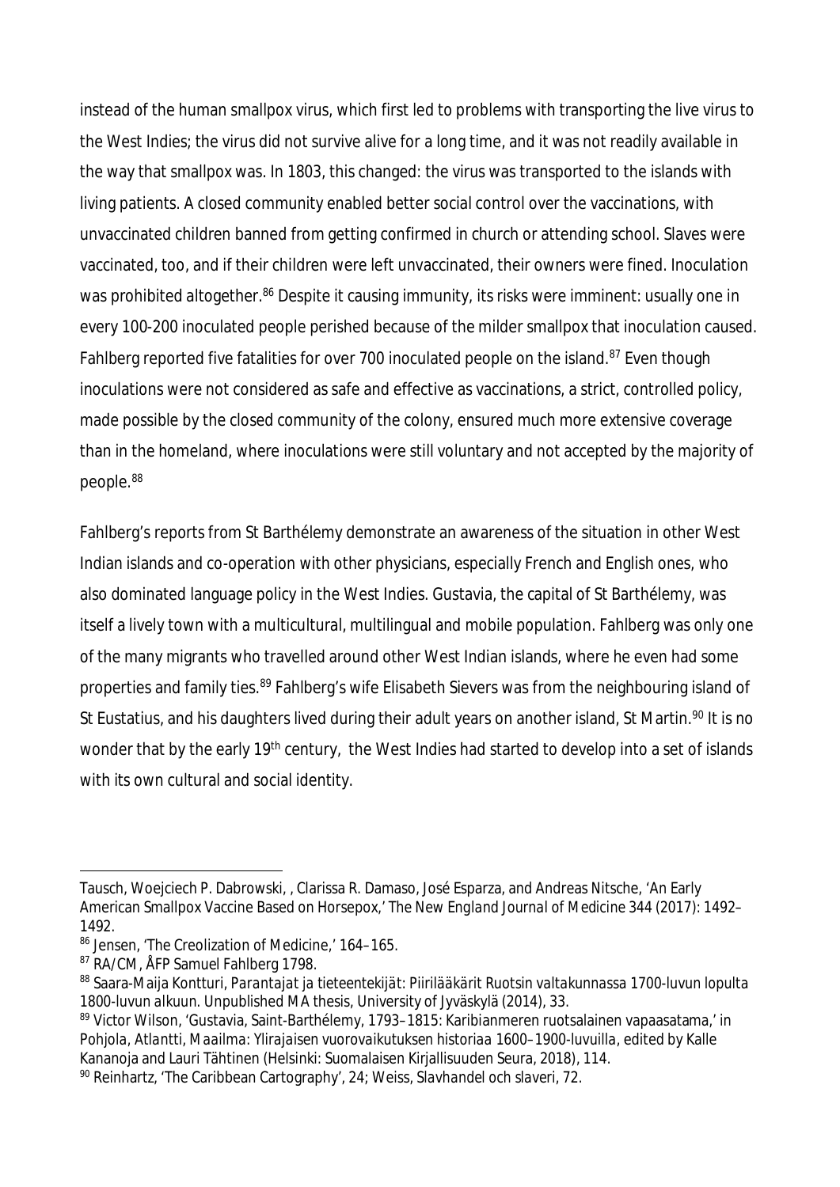instead of the human smallpox virus, which first led to problems with transporting the live virus to the West Indies; the virus did not survive alive for a long time, and it was not readily available in the way that smallpox was. In 1803, this changed: the virus was transported to the islands with living patients. A closed community enabled better social control over the vaccinations, with unvaccinated children banned from getting confirmed in church or attending school. Slaves were vaccinated, too, and if their children were left unvaccinated, their owners were fined. Inoculation was prohibited altogether.[86] Despite it causing immunity, its risks were imminent: usually one in every 100-200 inoculated people perished because of the milder smallpox that inoculation caused. Fahlberg reported five fatalities for over 700 inoculated people on the island.[87] Even though inoculations were not considered as safe and effective as vaccinations, a strict, controlled policy, made possible by the closed community of the colony, ensured much more extensive coverage than in the homeland, where inoculations were still voluntary and not accepted by the majority of people.[88]

Fahlberg's reports from St Barthélemy demonstrate an awareness of the situation in other West Indian islands and co-operation with other physicians, especially French and English ones, who also dominated language policy in the West Indies. Gustavia, the capital of St Barthélemy, was itself a lively town with a multicultural, multilingual and mobile population. Fahlberg was only one of the many migrants who travelled around other West Indian islands, where he even had some properties and family ties.[89] Fahlberg's wife Elisabeth Sievers was from the neighbouring island of St Eustatius, and his daughters lived during their adult years on another island, St Martin.[90] It is no wonder that by the early 19th century, the West Indies had started to develop into a set of islands with its own cultural and social identity.

---

Tausch, Woejciech P. Dabrowski, , Clarissa R. Damaso, José Esparza, and Andreas Nitsche, 'An Early American Smallpox Vaccine Based on Horsepox,' *The New England Journal of Medicine* 344 (2017): 1492–1492.

[86] Jensen, 'The Creolization of Medicine,' 164–165.

[87] RA/CM, ÅFP Samuel Fahlberg 1798.

[88] Saara-Maija Kontturi, *Parantajat ja tieteentekijät: Piirilääkärit Ruotsin valtakunnassa 1700-luvun lopulta 1800-luvun alkuun*. Unpublished MA thesis, University of Jyväskylä (2014), 33.

[89] Victor Wilson, 'Gustavia, Saint-Barthélemy, 1793–1815: Karibianmeren ruotsalainen vapaasatama,' in *Pohjola, Atlantti, Maailma: Ylirajaisen vuorovaikutuksen historiaa 1600–1900-luvuilla*, edited by Kalle Kananoja and Lauri Tähtinen (Helsinki: Suomalaisen Kirjallisuuden Seura, 2018), 114.

[90] Reinhartz, 'The Caribbean Cartography', 24; Weiss, *Slavhandel och slaveri*, 72.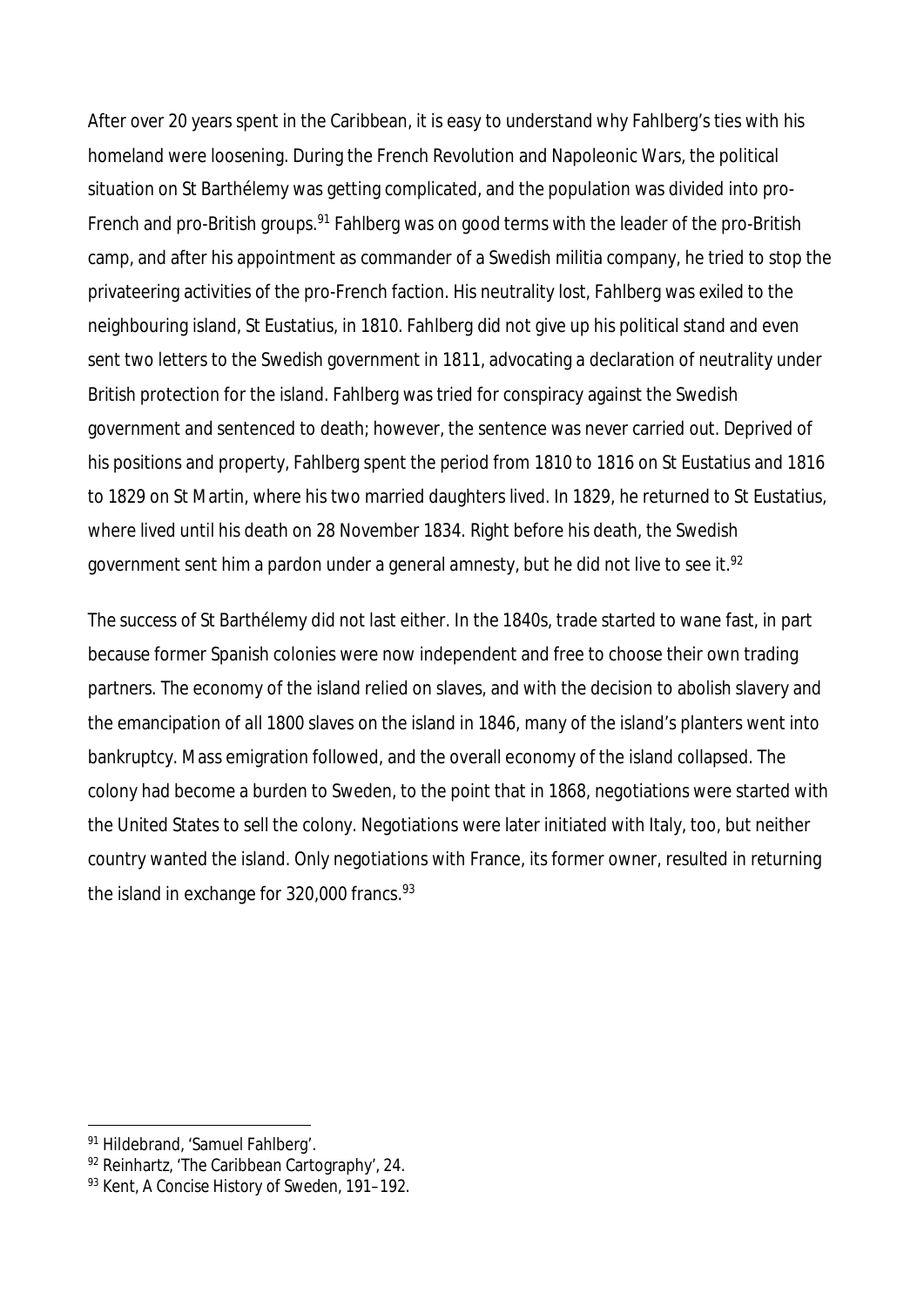After over 20 years spent in the Caribbean, it is easy to understand why Fahlberg's ties with his homeland were loosening. During the French Revolution and Napoleonic Wars, the political situation on St Barthélemy was getting complicated, and the population was divided into pro-French and pro-British groups.[91] Fahlberg was on good terms with the leader of the pro-British camp, and after his appointment as commander of a Swedish militia company, he tried to stop the privateering activities of the pro-French faction. His neutrality lost, Fahlberg was exiled to the neighbouring island, St Eustatius, in 1810. Fahlberg did not give up his political stand and even sent two letters to the Swedish government in 1811, advocating a declaration of neutrality under British protection for the island. Fahlberg was tried for conspiracy against the Swedish government and sentenced to death; however, the sentence was never carried out. Deprived of his positions and property, Fahlberg spent the period from 1810 to 1816 on St Eustatius and 1816 to 1829 on St Martin, where his two married daughters lived. In 1829, he returned to St Eustatius, where lived until his death on 28 November 1834. Right before his death, the Swedish government sent him a pardon under a general amnesty, but he did not live to see it.[92]

The success of St Barthélemy did not last either. In the 1840s, trade started to wane fast, in part because former Spanish colonies were now independent and free to choose their own trading partners. The economy of the island relied on slaves, and with the decision to abolish slavery and the emancipation of all 1800 slaves on the island in 1846, many of the island's planters went into bankruptcy. Mass emigration followed, and the overall economy of the island collapsed. The colony had become a burden to Sweden, to the point that in 1868, negotiations were started with the United States to sell the colony. Negotiations were later initiated with Italy, too, but neither country wanted the island. Only negotiations with France, its former owner, resulted in returning the island in exchange for 320,000 francs.[93]

---

[91] Hildebrand, 'Samuel Fahlberg'.

[92] Reinhartz, 'The Caribbean Cartography', 24.

[93] Kent, A Concise History of Sweden, 191–192.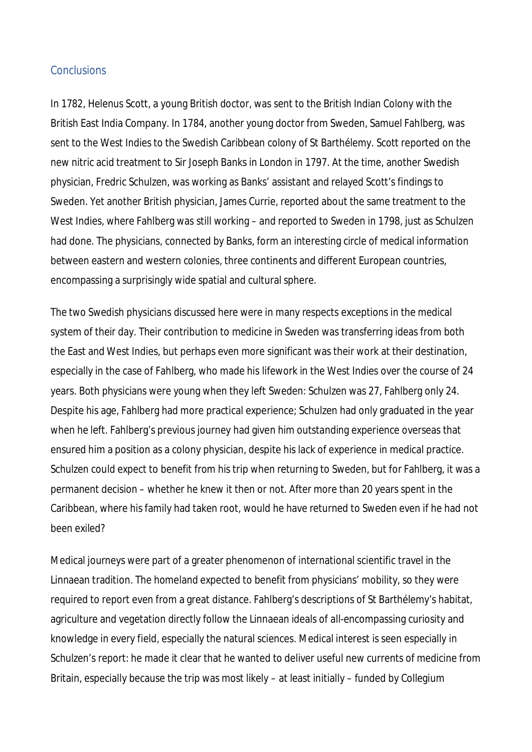## Conclusions

In 1782, Helenus Scott, a young British doctor, was sent to the British Indian Colony with the British East India Company. In 1784, another young doctor from Sweden, Samuel Fahlberg, was sent to the West Indies to the Swedish Caribbean colony of St Barthélemy. Scott reported on the new nitric acid treatment to Sir Joseph Banks in London in 1797. At the time, another Swedish physician, Fredric Schulzen, was working as Banks' assistant and relayed Scott's findings to Sweden. Yet another British physician, James Currie, reported about the same treatment to the West Indies, where Fahlberg was still working – and reported to Sweden in 1798, just as Schulzen had done. The physicians, connected by Banks, form an interesting circle of medical information between eastern and western colonies, three continents and different European countries, encompassing a surprisingly wide spatial and cultural sphere.

The two Swedish physicians discussed here were in many respects exceptions in the medical system of their day. Their contribution to medicine in Sweden was transferring ideas from both the East and West Indies, but perhaps even more significant was their work at their destination, especially in the case of Fahlberg, who made his lifework in the West Indies over the course of 24 years. Both physicians were young when they left Sweden: Schulzen was 27, Fahlberg only 24. Despite his age, Fahlberg had more practical experience; Schulzen had only graduated in the year when he left. Fahlberg's previous journey had given him outstanding experience overseas that ensured him a position as a colony physician, despite his lack of experience in medical practice. Schulzen could expect to benefit from his trip when returning to Sweden, but for Fahlberg, it was a permanent decision – whether he knew it then or not. After more than 20 years spent in the Caribbean, where his family had taken root, would he have returned to Sweden even if he had not been exiled?

Medical journeys were part of a greater phenomenon of international scientific travel in the Linnaean tradition. The homeland expected to benefit from physicians' mobility, so they were required to report even from a great distance. Fahlberg's descriptions of St Barthélemy's habitat, agriculture and vegetation directly follow the Linnaean ideals of all-encompassing curiosity and knowledge in every field, especially the natural sciences. Medical interest is seen especially in Schulzen's report: he made it clear that he wanted to deliver useful new currents of medicine from Britain, especially because the trip was most likely – at least initially – funded by Collegium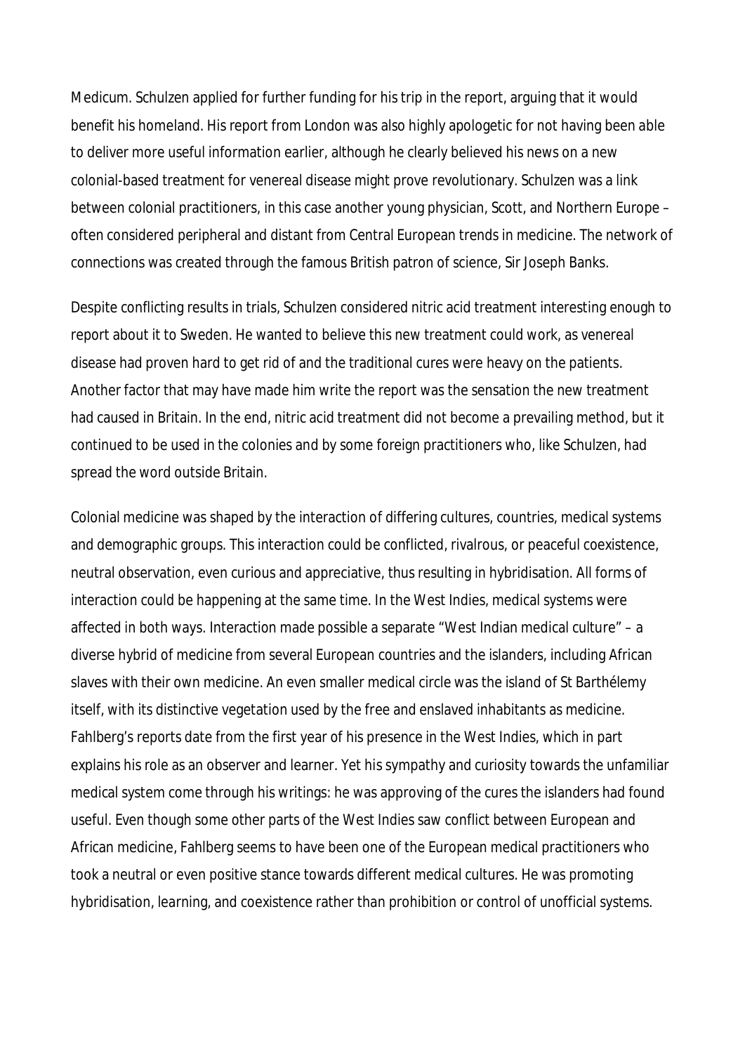Medicum. Schulzen applied for further funding for his trip in the report, arguing that it would benefit his homeland. His report from London was also highly apologetic for not having been able to deliver more useful information earlier, although he clearly believed his news on a new colonial-based treatment for venereal disease might prove revolutionary. Schulzen was a link between colonial practitioners, in this case another young physician, Scott, and Northern Europe – often considered peripheral and distant from Central European trends in medicine. The network of connections was created through the famous British patron of science, Sir Joseph Banks.

Despite conflicting results in trials, Schulzen considered nitric acid treatment interesting enough to report about it to Sweden. He wanted to believe this new treatment could work, as venereal disease had proven hard to get rid of and the traditional cures were heavy on the patients. Another factor that may have made him write the report was the sensation the new treatment had caused in Britain. In the end, nitric acid treatment did not become a prevailing method, but it continued to be used in the colonies and by some foreign practitioners who, like Schulzen, had spread the word outside Britain.

Colonial medicine was shaped by the interaction of differing cultures, countries, medical systems and demographic groups. This interaction could be conflicted, rivalrous, or peaceful coexistence, neutral observation, even curious and appreciative, thus resulting in hybridisation. All forms of interaction could be happening at the same time. In the West Indies, medical systems were affected in both ways. Interaction made possible a separate "West Indian medical culture" – a diverse hybrid of medicine from several European countries and the islanders, including African slaves with their own medicine. An even smaller medical circle was the island of St Barthélemy itself, with its distinctive vegetation used by the free and enslaved inhabitants as medicine. Fahlberg's reports date from the first year of his presence in the West Indies, which in part explains his role as an observer and learner. Yet his sympathy and curiosity towards the unfamiliar medical system come through his writings: he was approving of the cures the islanders had found useful. Even though some other parts of the West Indies saw conflict between European and African medicine, Fahlberg seems to have been one of the European medical practitioners who took a neutral or even positive stance towards different medical cultures. He was promoting hybridisation, learning, and coexistence rather than prohibition or control of unofficial systems.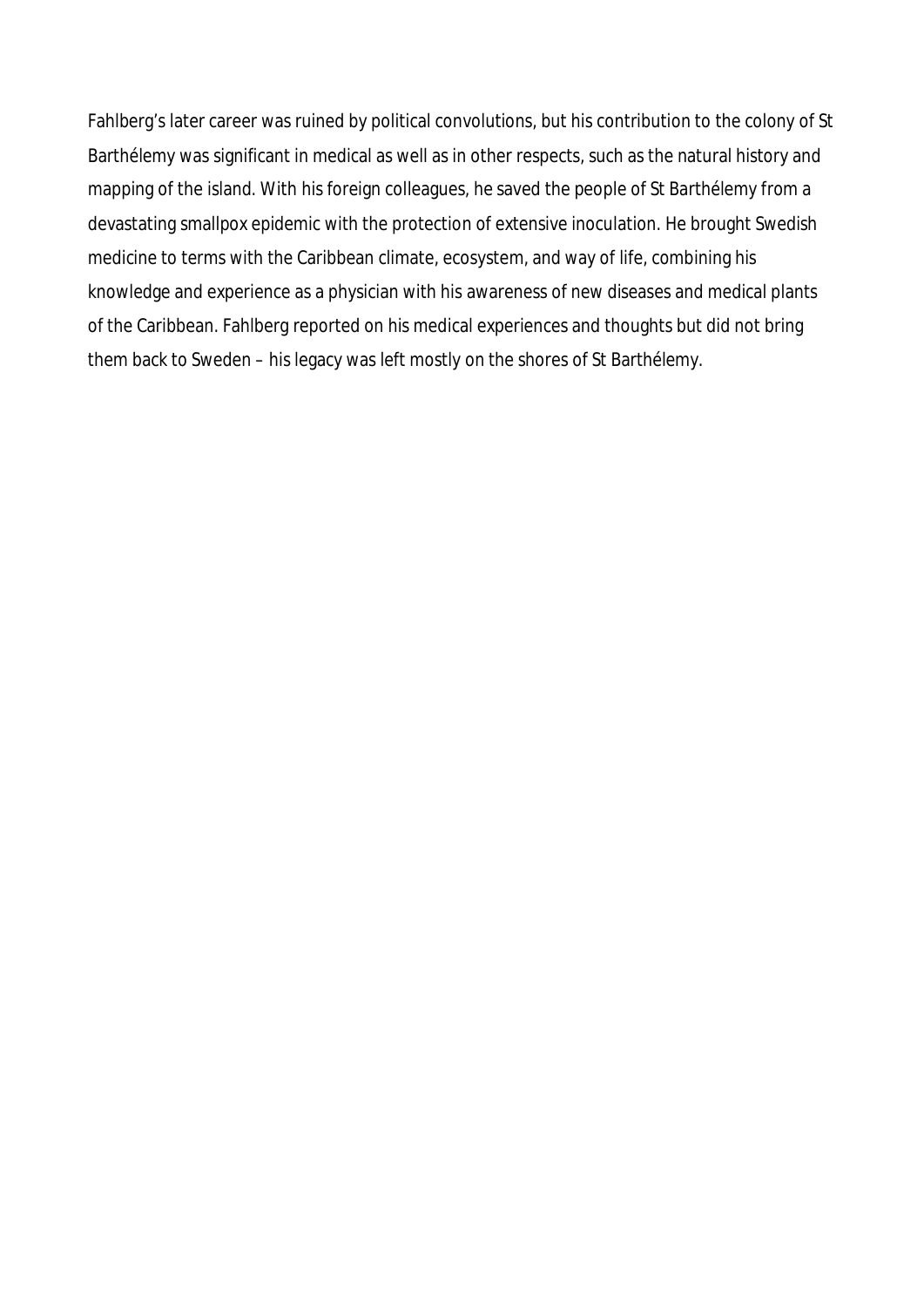Fahlberg's later career was ruined by political convolutions, but his contribution to the colony of St Barthélemy was significant in medical as well as in other respects, such as the natural history and mapping of the island. With his foreign colleagues, he saved the people of St Barthélemy from a devastating smallpox epidemic with the protection of extensive inoculation. He brought Swedish medicine to terms with the Caribbean climate, ecosystem, and way of life, combining his knowledge and experience as a physician with his awareness of new diseases and medical plants of the Caribbean. Fahlberg reported on his medical experiences and thoughts but did not bring them back to Sweden – his legacy was left mostly on the shores of St Barthélemy.